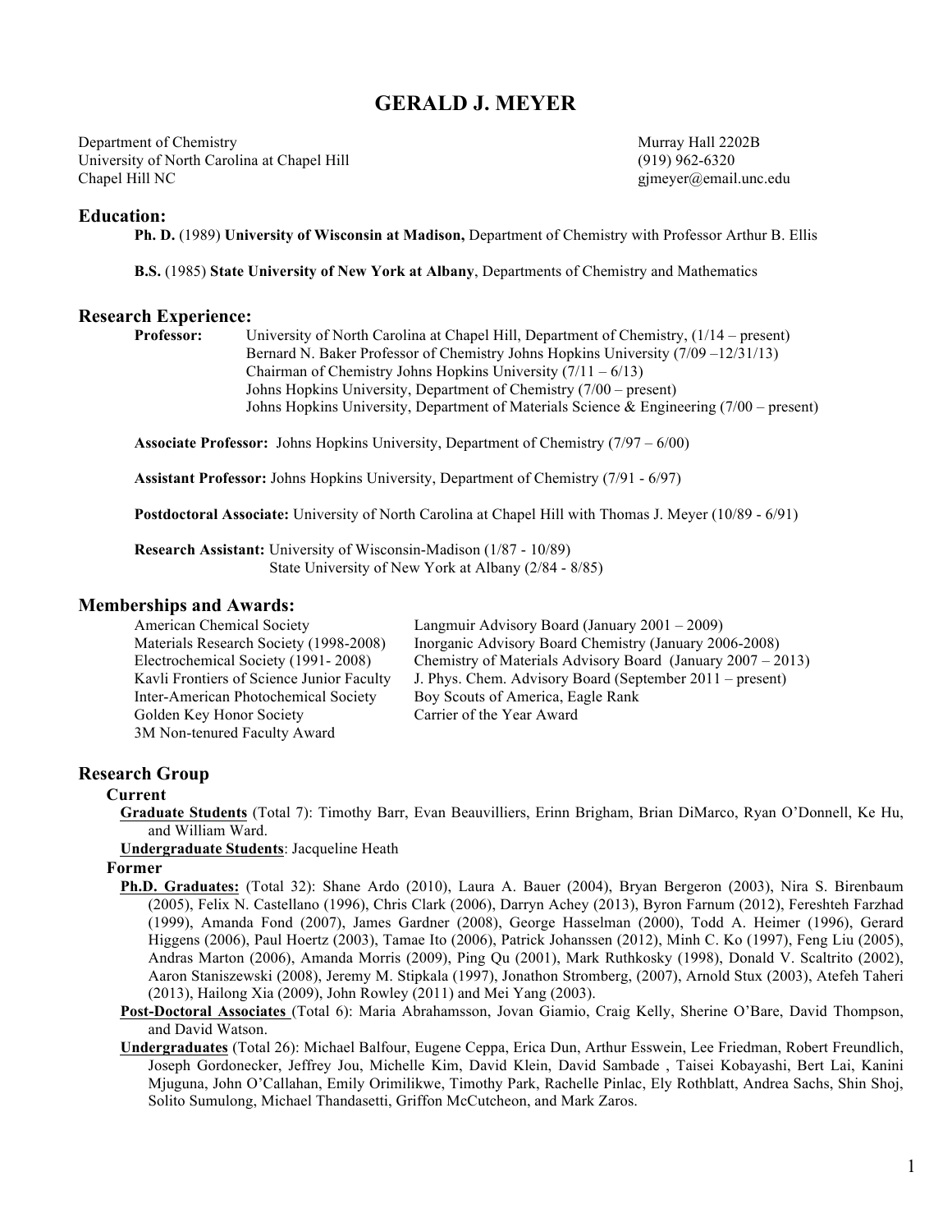# GERALD J. MEYER

Department of Chemistry
University of North Carolina at Chapel Hill
Chapel Hill NC

Murray Hall 2202B
(919) 962-6320
gjmeyer@email.unc.edu

## Education:

**Ph. D.** (1989) **University of Wisconsin at Madison,** Department of Chemistry with Professor Arthur B. Ellis

**B.S.** (1985) **State University of New York at Albany**, Departments of Chemistry and Mathematics

## Research Experience:

**Professor:**
University of North Carolina at Chapel Hill, Department of Chemistry, (1/14 – present)
Bernard N. Baker Professor of Chemistry Johns Hopkins University (7/09 –12/31/13)
Chairman of Chemistry Johns Hopkins University (7/11 – 6/13)
Johns Hopkins University, Department of Chemistry (7/00 – present)
Johns Hopkins University, Department of Materials Science & Engineering (7/00 – present)

**Associate Professor:** Johns Hopkins University, Department of Chemistry (7/97 – 6/00)

**Assistant Professor:** Johns Hopkins University, Department of Chemistry (7/91 - 6/97)

**Postdoctoral Associate:** University of North Carolina at Chapel Hill with Thomas J. Meyer (10/89 - 6/91)

**Research Assistant:** University of Wisconsin-Madison (1/87 - 10/89)
State University of New York at Albany (2/84 - 8/85)

## Memberships and Awards:

American Chemical Society
Materials Research Society (1998-2008)
Electrochemical Society (1991- 2008)
Kavli Frontiers of Science Junior Faculty
Inter-American Photochemical Society
Golden Key Honor Society
3M Non-tenured Faculty Award
Langmuir Advisory Board (January 2001 – 2009)
Inorganic Advisory Board Chemistry (January 2006-2008)
Chemistry of Materials Advisory Board (January 2007 – 2013)
J. Phys. Chem. Advisory Board (September 2011 – present)
Boy Scouts of America, Eagle Rank
Carrier of the Year Award

## Research Group

### Current

<u>Graduate Students</u> (Total 7): Timothy Barr, Evan Beauvilliers, Erinn Brigham, Brian DiMarco, Ryan O'Donnell, Ke Hu, and William Ward.

<u>Undergraduate Students</u>: Jacqueline Heath

### Former

<u>Ph.D. Graduates:</u> (Total 32): Shane Ardo (2010), Laura A. Bauer (2004), Bryan Bergeron (2003), Nira S. Birenbaum (2005), Felix N. Castellano (1996), Chris Clark (2006), Darryn Achey (2013), Byron Farnum (2012), Fereshteh Farzhad (1999), Amanda Fond (2007), James Gardner (2008), George Hasselman (2000), Todd A. Heimer (1996), Gerard Higgens (2006), Paul Hoertz (2003), Tamae Ito (2006), Patrick Johanssen (2012), Minh C. Ko (1997), Feng Liu (2005), Andras Marton (2006), Amanda Morris (2009), Ping Qu (2001), Mark Ruthkosky (1998), Donald V. Scaltrito (2002), Aaron Staniszewski (2008), Jeremy M. Stipkala (1997), Jonathon Stromberg, (2007), Arnold Stux (2003), Atefeh Taheri (2013), Hailong Xia (2009), John Rowley (2011) and Mei Yang (2003).

<u>Post-Doctoral Associates</u> (Total 6): Maria Abrahamsson, Jovan Giamio, Craig Kelly, Sherine O'Bare, David Thompson, and David Watson.

<u>Undergraduates</u> (Total 26): Michael Balfour, Eugene Ceppa, Erica Dun, Arthur Esswein, Lee Friedman, Robert Freundlich, Joseph Gordonecker, Jeffrey Jou, Michelle Kim, David Klein, David Sambade , Taisei Kobayashi, Bert Lai, Kanini Mjuguna, John O'Callahan, Emily Orimilikwe, Timothy Park, Rachelle Pinlac, Ely Rothblatt, Andrea Sachs, Shin Shoj, Solito Sumulong, Michael Thandasetti, Griffon McCutcheon, and Mark Zaros.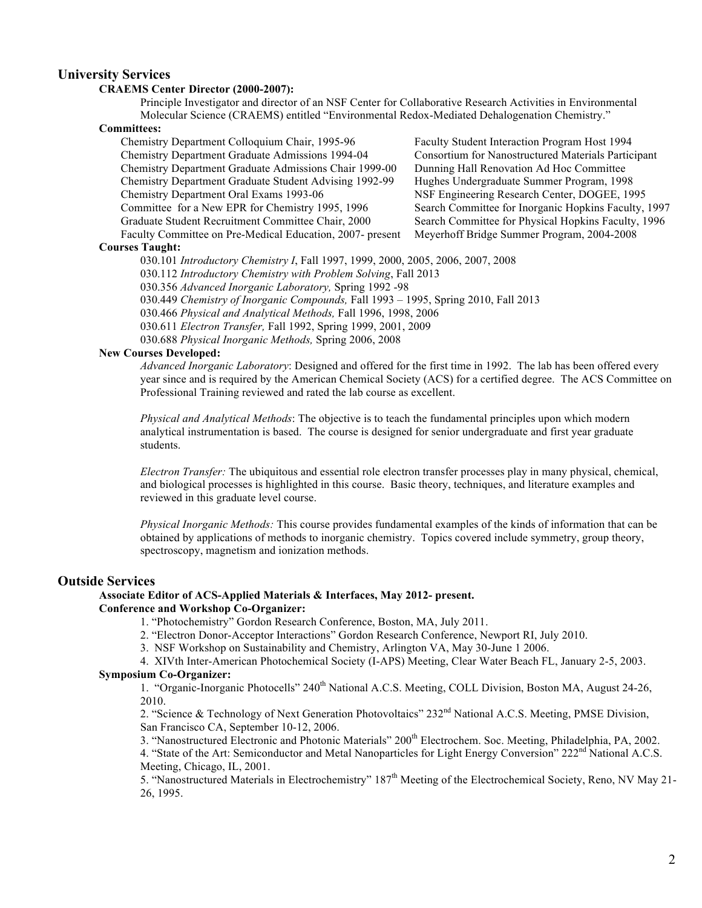## University Services

**CRAEMS Center Director (2000-2007):**

Principle Investigator and director of an NSF Center for Collaborative Research Activities in Environmental Molecular Science (CRAEMS) entitled "Environmental Redox-Mediated Dehalogenation Chemistry."

**Committees:**

Chemistry Department Colloquium Chair, 1995-96
Chemistry Department Graduate Admissions 1994-04
Chemistry Department Graduate Admissions Chair 1999-00
Chemistry Department Graduate Student Advising 1992-99
Chemistry Department Oral Exams 1993-06
Committee for a New EPR for Chemistry 1995, 1996
Graduate Student Recruitment Committee Chair, 2000
Faculty Committee on Pre-Medical Education, 2007- present
Faculty Student Interaction Program Host 1994
Consortium for Nanostructured Materials Participant
Dunning Hall Renovation Ad Hoc Committee
Hughes Undergraduate Summer Program, 1998
NSF Engineering Research Center, DOGEE, 1995
Search Committee for Inorganic Hopkins Faculty, 1997
Search Committee for Physical Hopkins Faculty, 1996
Meyerhoff Bridge Summer Program, 2004-2008

**Courses Taught:**

030.101 *Introductory Chemistry I*, Fall 1997, 1999, 2000, 2005, 2006, 2007, 2008
030.112 *Introductory Chemistry with Problem Solving*, Fall 2013
030.356 *Advanced Inorganic Laboratory,* Spring 1992 -98
030.449 *Chemistry of Inorganic Compounds,* Fall 1993 – 1995, Spring 2010, Fall 2013
030.466 *Physical and Analytical Methods,* Fall 1996, 1998, 2006
030.611 *Electron Transfer,* Fall 1992, Spring 1999, 2001, 2009
030.688 *Physical Inorganic Methods,* Spring 2006, 2008

**New Courses Developed:**

*Advanced Inorganic Laboratory*: Designed and offered for the first time in 1992. The lab has been offered every year since and is required by the American Chemical Society (ACS) for a certified degree. The ACS Committee on Professional Training reviewed and rated the lab course as excellent.

*Physical and Analytical Methods*: The objective is to teach the fundamental principles upon which modern analytical instrumentation is based. The course is designed for senior undergraduate and first year graduate students.

*Electron Transfer:* The ubiquitous and essential role electron transfer processes play in many physical, chemical, and biological processes is highlighted in this course. Basic theory, techniques, and literature examples and reviewed in this graduate level course.

*Physical Inorganic Methods:* This course provides fundamental examples of the kinds of information that can be obtained by applications of methods to inorganic chemistry. Topics covered include symmetry, group theory, spectroscopy, magnetism and ionization methods.

## Outside Services

**Associate Editor of ACS-Applied Materials & Interfaces, May 2012- present.**

**Conference and Workshop Co-Organizer:**

1. "Photochemistry" Gordon Research Conference, Boston, MA, July 2011.
2. "Electron Donor-Acceptor Interactions" Gordon Research Conference, Newport RI, July 2010.
3. NSF Workshop on Sustainability and Chemistry, Arlington VA, May 30-June 1 2006.
4. XIVth Inter-American Photochemical Society (I-APS) Meeting, Clear Water Beach FL, January 2-5, 2003.

**Symposium Co-Organizer:**

1. "Organic-Inorganic Photocells" 240th National A.C.S. Meeting, COLL Division, Boston MA, August 24-26, 2010.
2. "Science & Technology of Next Generation Photovoltaics" 232nd National A.C.S. Meeting, PMSE Division, San Francisco CA, September 10-12, 2006.
3. "Nanostructured Electronic and Photonic Materials" 200th Electrochem. Soc. Meeting, Philadelphia, PA, 2002.
4. "State of the Art: Semiconductor and Metal Nanoparticles for Light Energy Conversion" 222nd National A.C.S. Meeting, Chicago, IL, 2001.
5. "Nanostructured Materials in Electrochemistry" 187th Meeting of the Electrochemical Society, Reno, NV May 21-26, 1995.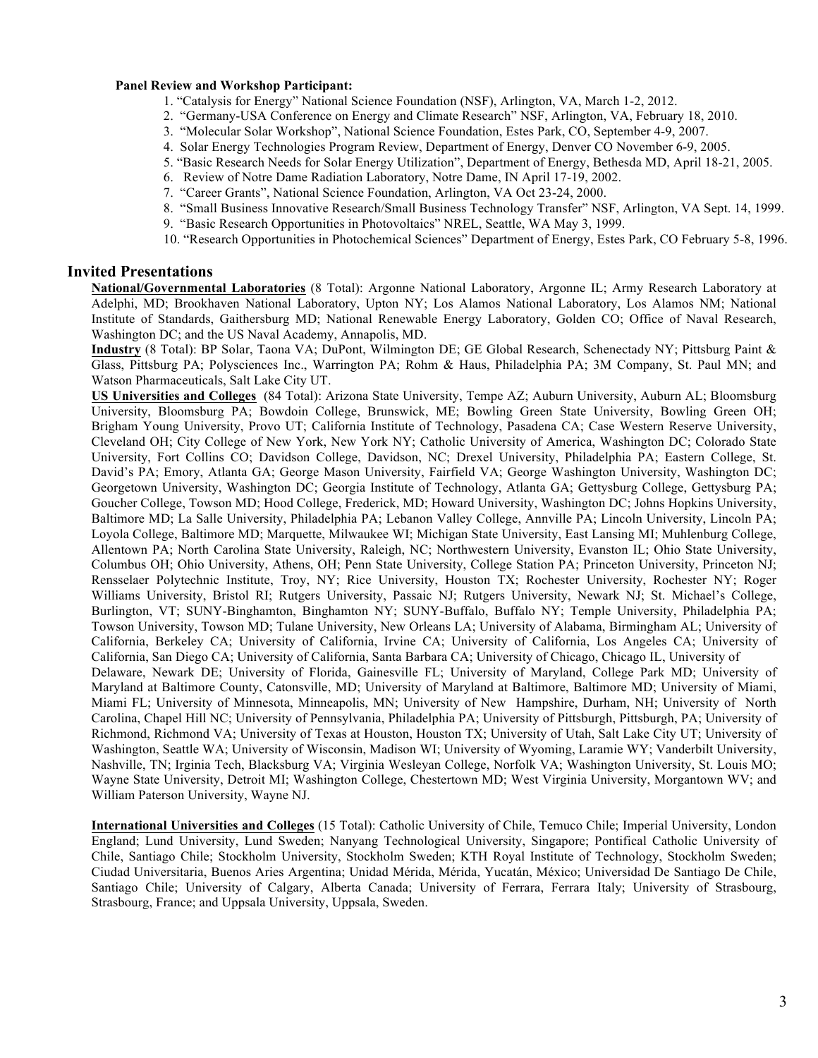**Panel Review and Workshop Participant:**

1. "Catalysis for Energy" National Science Foundation (NSF), Arlington, VA, March 1-2, 2012.
2. "Germany-USA Conference on Energy and Climate Research" NSF, Arlington, VA, February 18, 2010.
3. "Molecular Solar Workshop", National Science Foundation, Estes Park, CO, September 4-9, 2007.
4. Solar Energy Technologies Program Review, Department of Energy, Denver CO November 6-9, 2005.
5. "Basic Research Needs for Solar Energy Utilization", Department of Energy, Bethesda MD, April 18-21, 2005.
6. Review of Notre Dame Radiation Laboratory, Notre Dame, IN April 17-19, 2002.
7. "Career Grants", National Science Foundation, Arlington, VA Oct 23-24, 2000.
8. "Small Business Innovative Research/Small Business Technology Transfer" NSF, Arlington, VA Sept. 14, 1999.
9. "Basic Research Opportunities in Photovoltaics" NREL, Seattle, WA May 3, 1999.
10. "Research Opportunities in Photochemical Sciences" Department of Energy, Estes Park, CO February 5-8, 1996.

## Invited Presentations

**National/Governmental Laboratories** (8 Total): Argonne National Laboratory, Argonne IL; Army Research Laboratory at Adelphi, MD; Brookhaven National Laboratory, Upton NY; Los Alamos National Laboratory, Los Alamos NM; National Institute of Standards, Gaithersburg MD; National Renewable Energy Laboratory, Golden CO; Office of Naval Research, Washington DC; and the US Naval Academy, Annapolis, MD.

**Industry** (8 Total): BP Solar, Taona VA; DuPont, Wilmington DE; GE Global Research, Schenectady NY; Pittsburg Paint & Glass, Pittsburg PA; Polysciences Inc., Warrington PA; Rohm & Haus, Philadelphia PA; 3M Company, St. Paul MN; and Watson Pharmaceuticals, Salt Lake City UT.

**US Universities and Colleges** (84 Total): Arizona State University, Tempe AZ; Auburn University, Auburn AL; Bloomsburg University, Bloomsburg PA; Bowdoin College, Brunswick, ME; Bowling Green State University, Bowling Green OH; Brigham Young University, Provo UT; California Institute of Technology, Pasadena CA; Case Western Reserve University, Cleveland OH; City College of New York, New York NY; Catholic University of America, Washington DC; Colorado State University, Fort Collins CO; Davidson College, Davidson, NC; Drexel University, Philadelphia PA; Eastern College, St. David's PA; Emory, Atlanta GA; George Mason University, Fairfield VA; George Washington University, Washington DC; Georgetown University, Washington DC; Georgia Institute of Technology, Atlanta GA; Gettysburg College, Gettysburg PA; Goucher College, Towson MD; Hood College, Frederick, MD; Howard University, Washington DC; Johns Hopkins University, Baltimore MD; La Salle University, Philadelphia PA; Lebanon Valley College, Annville PA; Lincoln University, Lincoln PA; Loyola College, Baltimore MD; Marquette, Milwaukee WI; Michigan State University, East Lansing MI; Muhlenburg College, Allentown PA; North Carolina State University, Raleigh, NC; Northwestern University, Evanston IL; Ohio State University, Columbus OH; Ohio University, Athens, OH; Penn State University, College Station PA; Princeton University, Princeton NJ; Rensselaer Polytechnic Institute, Troy, NY; Rice University, Houston TX; Rochester University, Rochester NY; Roger Williams University, Bristol RI; Rutgers University, Passaic NJ; Rutgers University, Newark NJ; St. Michael's College, Burlington, VT; SUNY-Binghamton, Binghamton NY; SUNY-Buffalo, Buffalo NY; Temple University, Philadelphia PA; Towson University, Towson MD; Tulane University, New Orleans LA; University of Alabama, Birmingham AL; University of California, Berkeley CA; University of California, Irvine CA; University of California, Los Angeles CA; University of California, San Diego CA; University of California, Santa Barbara CA; University of Chicago, Chicago IL, University of Delaware, Newark DE; University of Florida, Gainesville FL; University of Maryland, College Park MD; University of Maryland at Baltimore County, Catonsville, MD; University of Maryland at Baltimore, Baltimore MD; University of Miami, Miami FL; University of Minnesota, Minneapolis, MN; University of New Hampshire, Durham, NH; University of North Carolina, Chapel Hill NC; University of Pennsylvania, Philadelphia PA; University of Pittsburgh, Pittsburgh, PA; University of Richmond, Richmond VA; University of Texas at Houston, Houston TX; University of Utah, Salt Lake City UT; University of Washington, Seattle WA; University of Wisconsin, Madison WI; University of Wyoming, Laramie WY; Vanderbilt University, Nashville, TN; Irginia Tech, Blacksburg VA; Virginia Wesleyan College, Norfolk VA; Washington University, St. Louis MO; Wayne State University, Detroit MI; Washington College, Chestertown MD; West Virginia University, Morgantown WV; and William Paterson University, Wayne NJ.

**International Universities and Colleges** (15 Total): Catholic University of Chile, Temuco Chile; Imperial University, London England; Lund University, Lund Sweden; Nanyang Technological University, Singapore; Pontifical Catholic University of Chile, Santiago Chile; Stockholm University, Stockholm Sweden; KTH Royal Institute of Technology, Stockholm Sweden; Ciudad Universitaria, Buenos Aries Argentina; Unidad Mérida, Mérida, Yucatán, México; Universidad De Santiago De Chile, Santiago Chile; University of Calgary, Alberta Canada; University of Ferrara, Ferrara Italy; University of Strasbourg, Strasbourg, France; and Uppsala University, Uppsala, Sweden.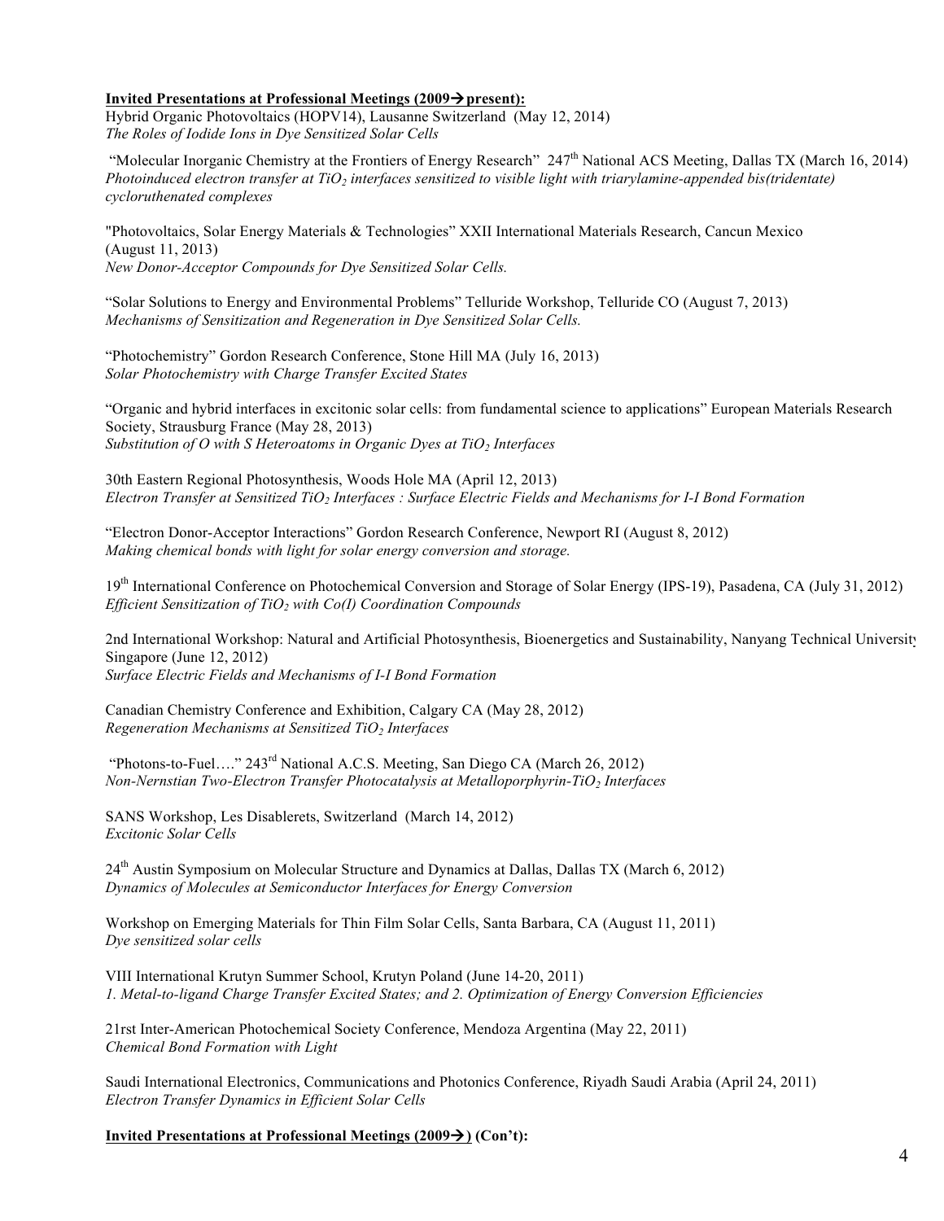**Invited Presentations at Professional Meetings (2009→present):**

Hybrid Organic Photovoltaics (HOPV14), Lausanne Switzerland (May 12, 2014)
*The Roles of Iodide Ions in Dye Sensitized Solar Cells*

"Molecular Inorganic Chemistry at the Frontiers of Energy Research" 247th National ACS Meeting, Dallas TX (March 16, 2014)
*Photoinduced electron transfer at $TiO_2$ interfaces sensitized to visible light with triarylamine-appended bis(tridentate) cycloruthenated complexes*

"Photovoltaics, Solar Energy Materials & Technologies" XXII International Materials Research, Cancun Mexico (August 11, 2013)
*New Donor-Acceptor Compounds for Dye Sensitized Solar Cells.*

"Solar Solutions to Energy and Environmental Problems" Telluride Workshop, Telluride CO (August 7, 2013)
*Mechanisms of Sensitization and Regeneration in Dye Sensitized Solar Cells.*

"Photochemistry" Gordon Research Conference, Stone Hill MA (July 16, 2013)
*Solar Photochemistry with Charge Transfer Excited States*

"Organic and hybrid interfaces in excitonic solar cells: from fundamental science to applications" European Materials Research Society, Strausburg France (May 28, 2013)
*Substitution of O with S Heteroatoms in Organic Dyes at $TiO_2$ Interfaces*

30th Eastern Regional Photosynthesis, Woods Hole MA (April 12, 2013)
*Electron Transfer at Sensitized $TiO_2$ Interfaces : Surface Electric Fields and Mechanisms for I-I Bond Formation*

"Electron Donor-Acceptor Interactions" Gordon Research Conference, Newport RI (August 8, 2012)
*Making chemical bonds with light for solar energy conversion and storage.*

19th International Conference on Photochemical Conversion and Storage of Solar Energy (IPS-19), Pasadena, CA (July 31, 2012)
*Efficient Sensitization of $TiO_2$ with Co(I) Coordination Compounds*

2nd International Workshop: Natural and Artificial Photosynthesis, Bioenergetics and Sustainability, Nanyang Technical University Singapore (June 12, 2012)
*Surface Electric Fields and Mechanisms of I-I Bond Formation*

Canadian Chemistry Conference and Exhibition, Calgary CA (May 28, 2012)
*Regeneration Mechanisms at Sensitized $TiO_2$ Interfaces*

"Photons-to-Fuel…." 243rd National A.C.S. Meeting, San Diego CA (March 26, 2012)
*Non-Nernstian Two-Electron Transfer Photocatalysis at Metalloporphyrin-$TiO_2$ Interfaces*

SANS Workshop, Les Disablerets, Switzerland (March 14, 2012)
*Excitonic Solar Cells*

24th Austin Symposium on Molecular Structure and Dynamics at Dallas, Dallas TX (March 6, 2012)
*Dynamics of Molecules at Semiconductor Interfaces for Energy Conversion*

Workshop on Emerging Materials for Thin Film Solar Cells, Santa Barbara, CA (August 11, 2011)
*Dye sensitized solar cells*

VIII International Krutyn Summer School, Krutyn Poland (June 14-20, 2011)
*1. Metal-to-ligand Charge Transfer Excited States; and 2. Optimization of Energy Conversion Efficiencies*

21rst Inter-American Photochemical Society Conference, Mendoza Argentina (May 22, 2011)
*Chemical Bond Formation with Light*

Saudi International Electronics, Communications and Photonics Conference, Riyadh Saudi Arabia (April 24, 2011)
*Electron Transfer Dynamics in Efficient Solar Cells*

**Invited Presentations at Professional Meetings (2009→) (Con't):**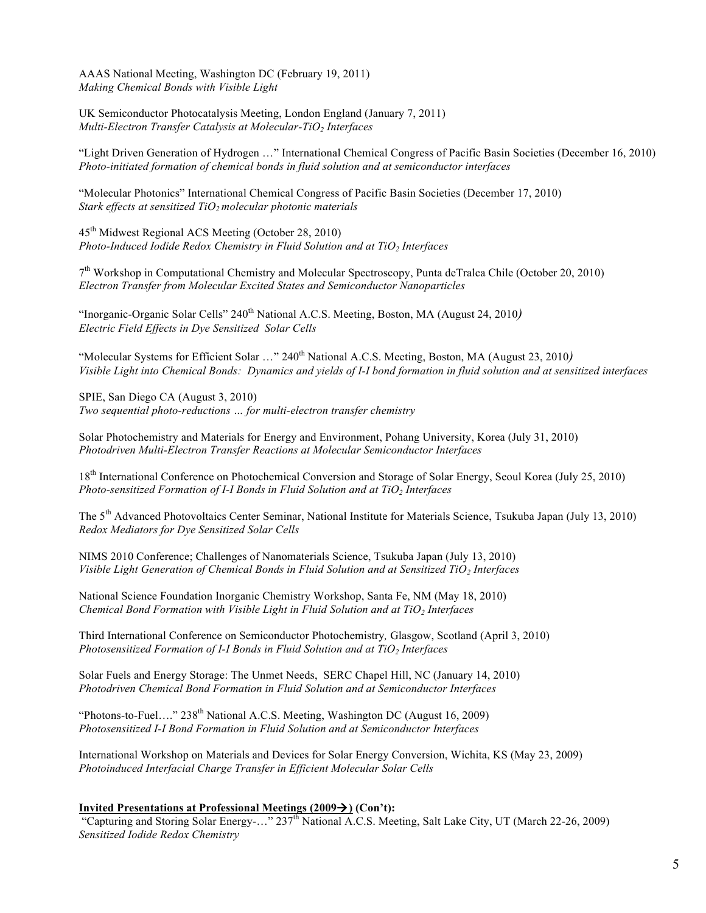AAAS National Meeting, Washington DC (February 19, 2011)
*Making Chemical Bonds with Visible Light*

UK Semiconductor Photocatalysis Meeting, London England (January 7, 2011)
*Multi-Electron Transfer Catalysis at Molecular-$TiO_2$ Interfaces*

"Light Driven Generation of Hydrogen …" International Chemical Congress of Pacific Basin Societies (December 16, 2010)
*Photo-initiated formation of chemical bonds in fluid solution and at semiconductor interfaces*

"Molecular Photonics" International Chemical Congress of Pacific Basin Societies (December 17, 2010)
*Stark effects at sensitized $TiO_2$ molecular photonic materials*

45th Midwest Regional ACS Meeting (October 28, 2010)
*Photo-Induced Iodide Redox Chemistry in Fluid Solution and at $TiO_2$ Interfaces*

7th Workshop in Computational Chemistry and Molecular Spectroscopy, Punta deTralca Chile (October 20, 2010)
*Electron Transfer from Molecular Excited States and Semiconductor Nanoparticles*

"Inorganic-Organic Solar Cells" 240th National A.C.S. Meeting, Boston, MA (August 24, 2010)
*Electric Field Effects in Dye Sensitized Solar Cells*

"Molecular Systems for Efficient Solar …" 240th National A.C.S. Meeting, Boston, MA (August 23, 2010)
*Visible Light into Chemical Bonds: Dynamics and yields of I-I bond formation in fluid solution and at sensitized interfaces*

SPIE, San Diego CA (August 3, 2010)
*Two sequential photo-reductions … for multi-electron transfer chemistry*

Solar Photochemistry and Materials for Energy and Environment, Pohang University, Korea (July 31, 2010)
*Photodriven Multi-Electron Transfer Reactions at Molecular Semiconductor Interfaces*

18th International Conference on Photochemical Conversion and Storage of Solar Energy, Seoul Korea (July 25, 2010)
*Photo-sensitized Formation of I-I Bonds in Fluid Solution and at $TiO_2$ Interfaces*

The 5th Advanced Photovoltaics Center Seminar, National Institute for Materials Science, Tsukuba Japan (July 13, 2010)
*Redox Mediators for Dye Sensitized Solar Cells*

NIMS 2010 Conference; Challenges of Nanomaterials Science, Tsukuba Japan (July 13, 2010)
*Visible Light Generation of Chemical Bonds in Fluid Solution and at Sensitized $TiO_2$ Interfaces*

National Science Foundation Inorganic Chemistry Workshop, Santa Fe, NM (May 18, 2010)
*Chemical Bond Formation with Visible Light in Fluid Solution and at $TiO_2$ Interfaces*

Third International Conference on Semiconductor Photochemistry, Glasgow, Scotland (April 3, 2010)
*Photosensitized Formation of I-I Bonds in Fluid Solution and at $TiO_2$ Interfaces*

Solar Fuels and Energy Storage: The Unmet Needs, SERC Chapel Hill, NC (January 14, 2010)
*Photodriven Chemical Bond Formation in Fluid Solution and at Semiconductor Interfaces*

"Photons-to-Fuel…." 238th National A.C.S. Meeting, Washington DC (August 16, 2009)
*Photosensitized I-I Bond Formation in Fluid Solution and at Semiconductor Interfaces*

International Workshop on Materials and Devices for Solar Energy Conversion, Wichita, KS (May 23, 2009)
*Photoinduced Interfacial Charge Transfer in Efficient Molecular Solar Cells*

**Invited Presentations at Professional Meetings (2009→) (Con't):**

"Capturing and Storing Solar Energy-…" 237th National A.C.S. Meeting, Salt Lake City, UT (March 22-26, 2009)
*Sensitized Iodide Redox Chemistry*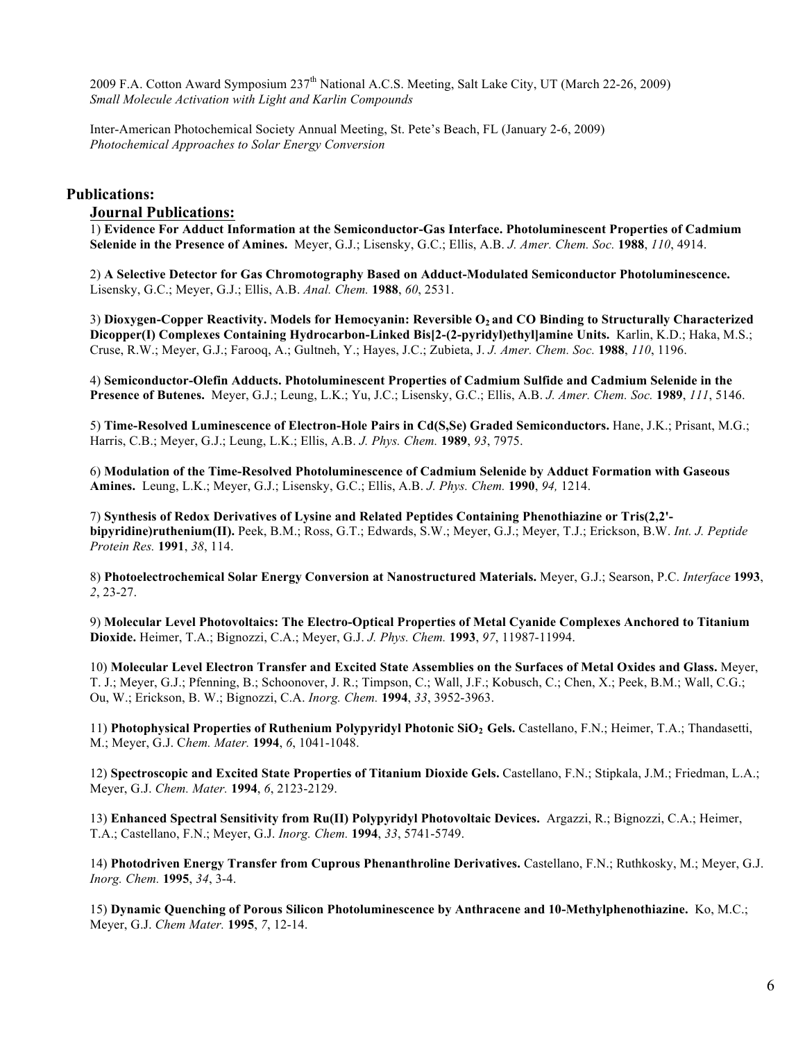2009 F.A. Cotton Award Symposium 237th National A.C.S. Meeting, Salt Lake City, UT (March 22-26, 2009)
*Small Molecule Activation with Light and Karlin Compounds*

Inter-American Photochemical Society Annual Meeting, St. Pete's Beach, FL (January 2-6, 2009)
*Photochemical Approaches to Solar Energy Conversion*

## Publications:

### Journal Publications:

1) **Evidence For Adduct Information at the Semiconductor-Gas Interface. Photoluminescent Properties of Cadmium Selenide in the Presence of Amines.** Meyer, G.J.; Lisensky, G.C.; Ellis, A.B. *J. Amer. Chem. Soc.* **1988**, *110*, 4914.

2) **A Selective Detector for Gas Chromatography Based on Adduct-Modulated Semiconductor Photoluminescence.** Lisensky, G.C.; Meyer, G.J.; Ellis, A.B. *Anal. Chem.* **1988**, *60*, 2531.

3) **Dioxygen-Copper Reactivity. Models for Hemocyanin: Reversible $O_2$ and CO Binding to Structurally Characterized Dicopper(I) Complexes Containing Hydrocarbon-Linked Bis[2-(2-pyridyl)ethyl]amine Units.** Karlin, K.D.; Haka, M.S.; Cruse, R.W.; Meyer, G.J.; Farooq, A.; Gultneh, Y.; Hayes, J.C.; Zubieta, J. *J. Amer. Chem. Soc.* **1988**, *110*, 1196.

4) **Semiconductor-Olefin Adducts. Photoluminescent Properties of Cadmium Sulfide and Cadmium Selenide in the Presence of Butenes.** Meyer, G.J.; Leung, L.K.; Yu, J.C.; Lisensky, G.C.; Ellis, A.B. *J. Amer. Chem. Soc.* **1989**, *111*, 5146.

5) **Time-Resolved Luminescence of Electron-Hole Pairs in Cd(S,Se) Graded Semiconductors.** Hane, J.K.; Prisant, M.G.; Harris, C.B.; Meyer, G.J.; Leung, L.K.; Ellis, A.B. *J. Phys. Chem.* **1989**, *93*, 7975.

6) **Modulation of the Time-Resolved Photoluminescence of Cadmium Selenide by Adduct Formation with Gaseous Amines.** Leung, L.K.; Meyer, G.J.; Lisensky, G.C.; Ellis, A.B. *J. Phys. Chem.* **1990**, *94,* 1214.

7) **Synthesis of Redox Derivatives of Lysine and Related Peptides Containing Phenothiazine or Tris(2,2'-bipyridine)ruthenium(II).** Peek, B.M.; Ross, G.T.; Edwards, S.W.; Meyer, G.J.; Meyer, T.J.; Erickson, B.W. *Int. J. Peptide Protein Res.* **1991**, *38*, 114.

8) **Photoelectrochemical Solar Energy Conversion at Nanostructured Materials.** Meyer, G.J.; Searson, P.C. *Interface* **1993**, *2*, 23-27.

9) **Molecular Level Photovoltaics: The Electro-Optical Properties of Metal Cyanide Complexes Anchored to Titanium Dioxide.** Heimer, T.A.; Bignozzi, C.A.; Meyer, G.J. *J. Phys. Chem.* **1993**, *97*, 11987-11994.

10) **Molecular Level Electron Transfer and Excited State Assemblies on the Surfaces of Metal Oxides and Glass.** Meyer, T. J.; Meyer, G.J.; Pfenning, B.; Schoonover, J. R.; Timpson, C.; Wall, J.F.; Kobusch, C.; Chen, X.; Peek, B.M.; Wall, C.G.; Ou, W.; Erickson, B. W.; Bignozzi, C.A. *Inorg. Chem.* **1994**, *33*, 3952-3963.

11) **Photophysical Properties of Ruthenium Polypyridyl Photonic $SiO_2$ Gels.** Castellano, F.N.; Heimer, T.A.; Thandasetti, M.; Meyer, G.J. *Chem. Mater.* **1994**, *6*, 1041-1048.

12) **Spectroscopic and Excited State Properties of Titanium Dioxide Gels.** Castellano, F.N.; Stipkala, J.M.; Friedman, L.A.; Meyer, G.J. *Chem. Mater.* **1994**, *6*, 2123-2129.

13) **Enhanced Spectral Sensitivity from Ru(II) Polypyridyl Photovoltaic Devices.** Argazzi, R.; Bignozzi, C.A.; Heimer, T.A.; Castellano, F.N.; Meyer, G.J. *Inorg. Chem.* **1994**, *33*, 5741-5749.

14) **Photodriven Energy Transfer from Cuprous Phenanthroline Derivatives.** Castellano, F.N.; Ruthkosky, M.; Meyer, G.J. *Inorg. Chem.* **1995**, *34*, 3-4.

15) **Dynamic Quenching of Porous Silicon Photoluminescence by Anthracene and 10-Methylphenothiazine.** Ko, M.C.; Meyer, G.J. *Chem Mater.* **1995**, *7*, 12-14.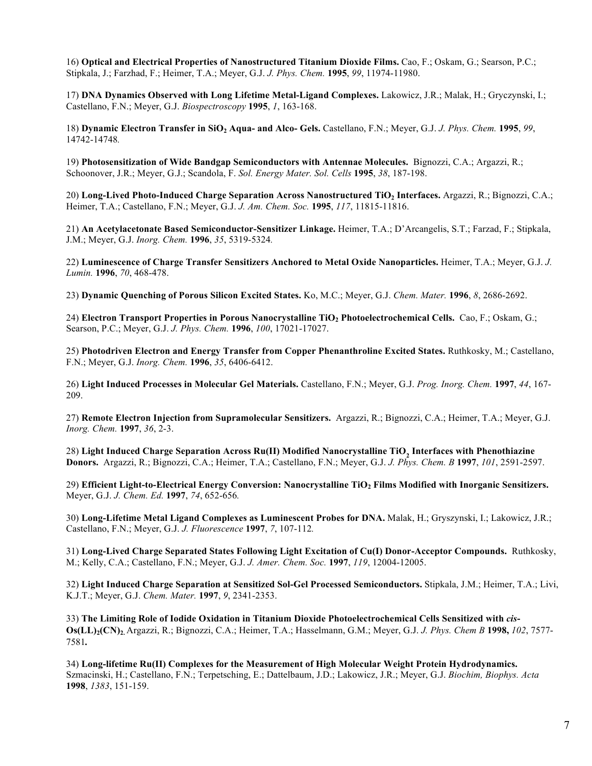16) **Optical and Electrical Properties of Nanostructured Titanium Dioxide Films.** Cao, F.; Oskam, G.; Searson, P.C.; Stipkala, J.; Farzhad, F.; Heimer, T.A.; Meyer, G.J. *J. Phys. Chem.* **1995**, *99*, 11974-11980.

17) **DNA Dynamics Observed with Long Lifetime Metal-Ligand Complexes.** Lakowicz, J.R.; Malak, H.; Gryczynski, I.; Castellano, F.N.; Meyer, G.J. *Biospectroscopy* **1995**, *1*, 163-168.

18) **Dynamic Electron Transfer in $SiO_2$ Aqua- and Alco- Gels.** Castellano, F.N.; Meyer, G.J. *J. Phys. Chem.* **1995**, *99*, 14742-14748.

19) **Photosensitization of Wide Bandgap Semiconductors with Antennae Molecules.** Bignozzi, C.A.; Argazzi, R.; Schoonover, J.R.; Meyer, G.J.; Scandola, F. *Sol. Energy Mater. Sol. Cells* **1995**, *38*, 187-198.

20) **Long-Lived Photo-Induced Charge Separation Across Nanostructured $TiO_2$ Interfaces.** Argazzi, R.; Bignozzi, C.A.; Heimer, T.A.; Castellano, F.N.; Meyer, G.J. *J. Am. Chem. Soc.* **1995**, *117*, 11815-11816.

21) **An Acetylacetonate Based Semiconductor-Sensitizer Linkage.** Heimer, T.A.; D'Arcangelis, S.T.; Farzad, F.; Stipkala, J.M.; Meyer, G.J. *Inorg. Chem.* **1996**, *35*, 5319-5324.

22) **Luminescence of Charge Transfer Sensitizers Anchored to Metal Oxide Nanoparticles.** Heimer, T.A.; Meyer, G.J. *J. Lumin.* **1996**, *70*, 468-478.

23) **Dynamic Quenching of Porous Silicon Excited States.** Ko, M.C.; Meyer, G.J. *Chem. Mater.* **1996**, *8*, 2686-2692.

24) **Electron Transport Properties in Porous Nanocrystalline $TiO_2$ Photoelectrochemical Cells.** Cao, F.; Oskam, G.; Searson, P.C.; Meyer, G.J. *J. Phys. Chem.* **1996**, *100*, 17021-17027.

25) **Photodriven Electron and Energy Transfer from Copper Phenanthroline Excited States.** Ruthkosky, M.; Castellano, F.N.; Meyer, G.J. *Inorg. Chem.* **1996**, *35*, 6406-6412.

26) **Light Induced Processes in Molecular Gel Materials.** Castellano, F.N.; Meyer, G.J. *Prog. Inorg. Chem.* **1997**, *44*, 167-209.

27) **Remote Electron Injection from Supramolecular Sensitizers.** Argazzi, R.; Bignozzi, C.A.; Heimer, T.A.; Meyer, G.J. *Inorg. Chem.* **1997**, *36*, 2-3.

28) **Light Induced Charge Separation Across Ru(II) Modified Nanocrystalline $TiO_2$ Interfaces with Phenothiazine Donors.** Argazzi, R.; Bignozzi, C.A.; Heimer, T.A.; Castellano, F.N.; Meyer, G.J. *J. Phys. Chem. B* **1997**, *101*, 2591-2597.

29) **Efficient Light-to-Electrical Energy Conversion: Nanocrystalline $TiO_2$ Films Modified with Inorganic Sensitizers.** Meyer, G.J. *J. Chem. Ed.* **1997**, *74*, 652-656.

30) **Long-Lifetime Metal Ligand Complexes as Luminescent Probes for DNA.** Malak, H.; Gryszynski, I.; Lakowicz, J.R.; Castellano, F.N.; Meyer, G.J. *J. Fluorescence* **1997**, *7*, 107-112.

31) **Long-Lived Charge Separated States Following Light Excitation of Cu(I) Donor-Acceptor Compounds.** Ruthkosky, M.; Kelly, C.A.; Castellano, F.N.; Meyer, G.J. *J. Amer. Chem. Soc.* **1997**, *119*, 12004-12005.

32) **Light Induced Charge Separation at Sensitized Sol-Gel Processed Semiconductors.** Stipkala, J.M.; Heimer, T.A.; Livi, K.J.T.; Meyer, G.J. *Chem. Mater.* **1997**, *9*, 2341-2353.

33) **The Limiting Role of Iodide Oxidation in Titanium Dioxide Photoelectrochemical Cells Sensitized with *cis*-$Os(LL)_2(CN)_2$.** Argazzi, R.; Bignozzi, C.A.; Heimer, T.A.; Hasselmann, G.M.; Meyer, G.J. *J. Phys. Chem B* **1998,** *102*, 7577-7581**.**

34) **Long-lifetime Ru(II) Complexes for the Measurement of High Molecular Weight Protein Hydrodynamics.** Szmacinski, H.; Castellano, F.N.; Terpetsching, E.; Dattelbaum, J.D.; Lakowicz, J.R.; Meyer, G.J. *Biochim, Biophys. Acta* **1998**, *1383*, 151-159.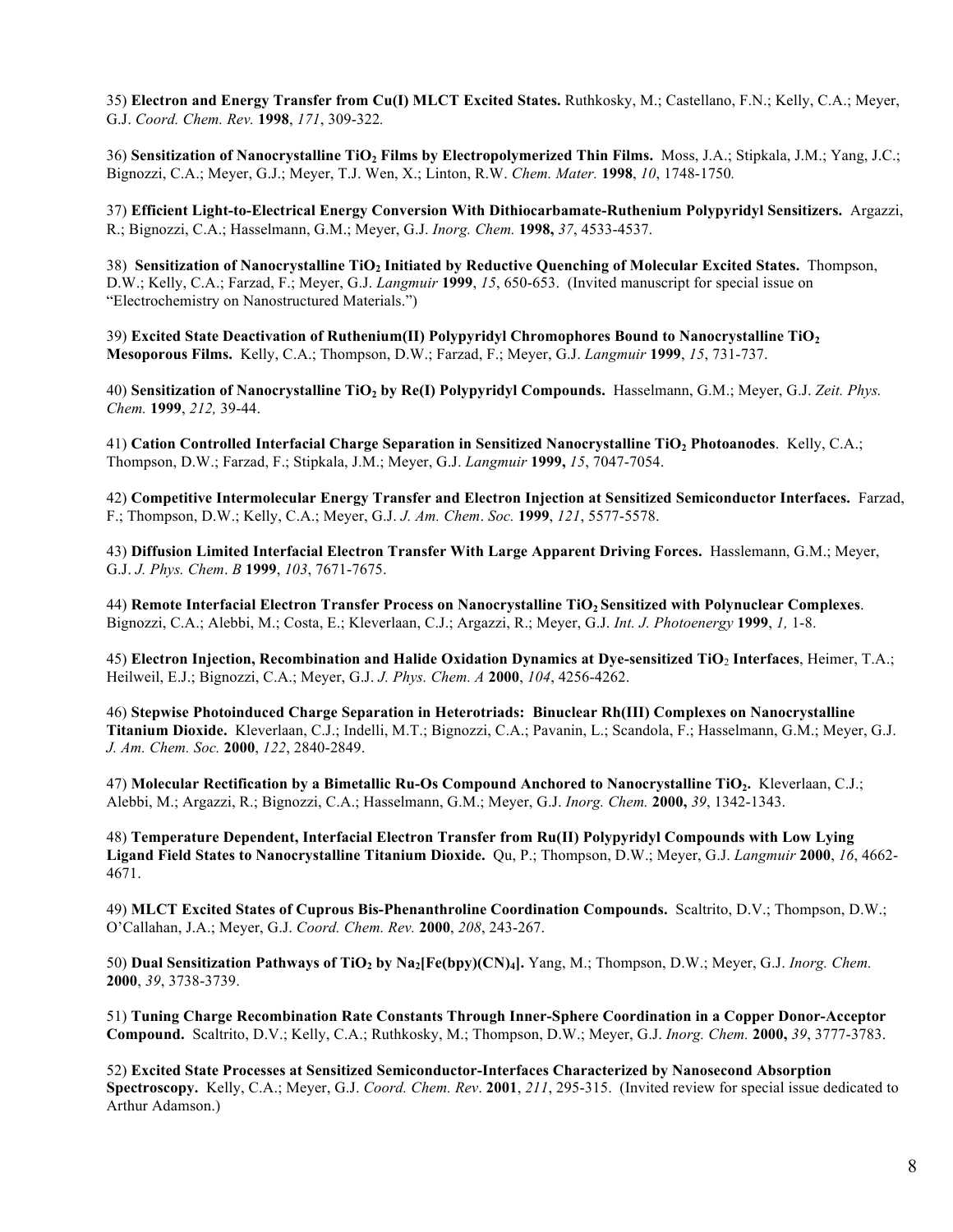35) **Electron and Energy Transfer from Cu(I) MLCT Excited States.** Ruthkosky, M.; Castellano, F.N.; Kelly, C.A.; Meyer, G.J. *Coord. Chem. Rev.* **1998**, *171*, 309-322.

36) **Sensitization of Nanocrystalline $TiO_2$ Films by Electropolymerized Thin Films.** Moss, J.A.; Stipkala, J.M.; Yang, J.C.; Bignozzi, C.A.; Meyer, G.J.; Meyer, T.J. Wen, X.; Linton, R.W. *Chem. Mater.* **1998**, *10*, 1748-1750.

37) **Efficient Light-to-Electrical Energy Conversion With Dithiocarbamate-Ruthenium Polypyridyl Sensitizers.** Argazzi, R.; Bignozzi, C.A.; Hasselmann, G.M.; Meyer, G.J. *Inorg. Chem.* **1998,** *37*, 4533-4537.

38) **Sensitization of Nanocrystalline $TiO_2$ Initiated by Reductive Quenching of Molecular Excited States.** Thompson, D.W.; Kelly, C.A.; Farzad, F.; Meyer, G.J. *Langmuir* **1999**, *15*, 650-653. (Invited manuscript for special issue on "Electrochemistry on Nanostructured Materials.")

39) **Excited State Deactivation of Ruthenium(II) Polypyridyl Chromophores Bound to Nanocrystalline $TiO_2$ Mesoporous Films.** Kelly, C.A.; Thompson, D.W.; Farzad, F.; Meyer, G.J. *Langmuir* **1999**, *15*, 731-737.

40) **Sensitization of Nanocrystalline $TiO_2$ by Re(I) Polypyridyl Compounds.** Hasselmann, G.M.; Meyer, G.J. *Zeit. Phys. Chem.* **1999**, *212,* 39-44.

41) **Cation Controlled Interfacial Charge Separation in Sensitized Nanocrystalline $TiO_2$ Photoanodes**. Kelly, C.A.; Thompson, D.W.; Farzad, F.; Stipkala, J.M.; Meyer, G.J. *Langmuir* **1999,** *15*, 7047-7054.

42) **Competitive Intermolecular Energy Transfer and Electron Injection at Sensitized Semiconductor Interfaces.** Farzad, F.; Thompson, D.W.; Kelly, C.A.; Meyer, G.J. *J. Am. Chem. Soc.* **1999**, *121*, 5577-5578.

43) **Diffusion Limited Interfacial Electron Transfer With Large Apparent Driving Forces.** Hasslemann, G.M.; Meyer, G.J. *J. Phys. Chem. B* **1999**, *103*, 7671-7675.

44) **Remote Interfacial Electron Transfer Process on Nanocrystalline $TiO_2$ Sensitized with Polynuclear Complexes**. Bignozzi, C.A.; Alebbi, M.; Costa, E.; Kleverlaan, C.J.; Argazzi, R.; Meyer, G.J. *Int. J. Photoenergy* **1999**, *1,* 1-8.

45) **Electron Injection, Recombination and Halide Oxidation Dynamics at Dye-sensitized $TiO_2$ Interfaces**, Heimer, T.A.; Heilweil, E.J.; Bignozzi, C.A.; Meyer, G.J. *J. Phys. Chem. A* **2000**, *104*, 4256-4262.

46) **Stepwise Photoinduced Charge Separation in Heterotriads: Binuclear Rh(III) Complexes on Nanocrystalline Titanium Dioxide.** Kleverlaan, C.J.; Indelli, M.T.; Bignozzi, C.A.; Pavanin, L.; Scandola, F.; Hasselmann, G.M.; Meyer, G.J. *J. Am. Chem. Soc.* **2000**, *122*, 2840-2849.

47) **Molecular Rectification by a Bimetallic Ru-Os Compound Anchored to Nanocrystalline $TiO_2$.** Kleverlaan, C.J.; Alebbi, M.; Argazzi, R.; Bignozzi, C.A.; Hasselmann, G.M.; Meyer, G.J. *Inorg. Chem.* **2000,** *39*, 1342-1343.

48) **Temperature Dependent, Interfacial Electron Transfer from Ru(II) Polypyridyl Compounds with Low Lying Ligand Field States to Nanocrystalline Titanium Dioxide.** Qu, P.; Thompson, D.W.; Meyer, G.J. *Langmuir* **2000**, *16*, 4662-4671.

49) **MLCT Excited States of Cuprous Bis-Phenanthroline Coordination Compounds.** Scaltrito, D.V.; Thompson, D.W.; O'Callahan, J.A.; Meyer, G.J. *Coord. Chem. Rev.* **2000**, *208*, 243-267.

50) **Dual Sensitization Pathways of $TiO_2$ by $Na_2[Fe(bpy)(CN)_4]$.** Yang, M.; Thompson, D.W.; Meyer, G.J. *Inorg. Chem.* **2000**, *39*, 3738-3739.

51) **Tuning Charge Recombination Rate Constants Through Inner-Sphere Coordination in a Copper Donor-Acceptor Compound.** Scaltrito, D.V.; Kelly, C.A.; Ruthkosky, M.; Thompson, D.W.; Meyer, G.J. *Inorg. Chem.* **2000,** *39*, 3777-3783.

52) **Excited State Processes at Sensitized Semiconductor-Interfaces Characterized by Nanosecond Absorption Spectroscopy.** Kelly, C.A.; Meyer, G.J. *Coord. Chem. Rev*. **2001**, *211*, 295-315. (Invited review for special issue dedicated to Arthur Adamson.)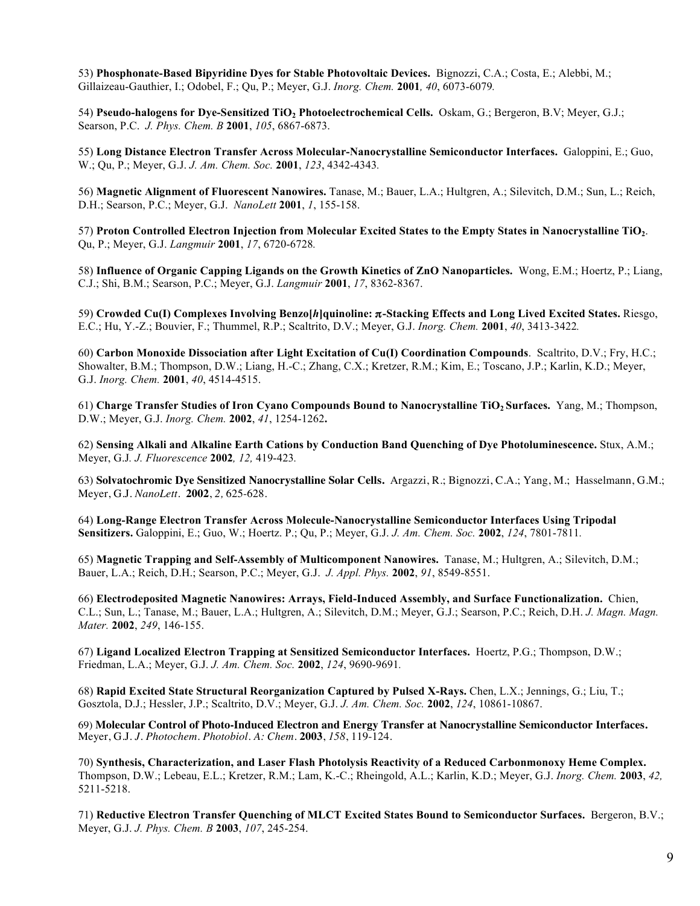53) **Phosphonate-Based Bipyridine Dyes for Stable Photovoltaic Devices.** Bignozzi, C.A.; Costa, E.; Alebbi, M.; Gillaizeau-Gauthier, I.; Odobel, F.; Qu, P.; Meyer, G.J. *Inorg. Chem.* **2001***, 40*, 6073-6079*.*

54) **Pseudo-halogens for Dye-Sensitized $TiO_2$ Photoelectrochemical Cells.** Oskam, G.; Bergeron, B.V; Meyer, G.J.; Searson, P.C. *J. Phys. Chem. B* **2001**, *105*, 6867-6873.

55) **Long Distance Electron Transfer Across Molecular-Nanocrystalline Semiconductor Interfaces.** Galoppini, E.; Guo, W.; Qu, P.; Meyer, G.J. *J. Am. Chem. Soc.* **2001**, *123*, 4342-4343*.*

56) **Magnetic Alignment of Fluorescent Nanowires.** Tanase, M.; Bauer, L.A.; Hultgren, A.; Silevitch, D.M.; Sun, L.; Reich, D.H.; Searson, P.C.; Meyer, G.J. *NanoLett* **2001**, *1*, 155-158.

57) **Proton Controlled Electron Injection from Molecular Excited States to the Empty States in Nanocrystalline $TiO_2$**. Qu, P.; Meyer, G.J. *Langmuir* **2001**, *17*, 6720-6728*.*

58) **Influence of Organic Capping Ligands on the Growth Kinetics of ZnO Nanoparticles.** Wong, E.M.; Hoertz, P.; Liang, C.J.; Shi, B.M.; Searson, P.C.; Meyer, G.J. *Langmuir* **2001**, *17*, 8362-8367.

59) **Crowded Cu(I) Complexes Involving Benzo[*h*]quinoline: π-Stacking Effects and Long Lived Excited States.** Riesgo, E.C.; Hu, Y.-Z.; Bouvier, F.; Thummel, R.P.; Scaltrito, D.V.; Meyer, G.J. *Inorg. Chem.* **2001**, *40*, 3413-3422*.*

60) **Carbon Monoxide Dissociation after Light Excitation of Cu(I) Coordination Compounds**. Scaltrito, D.V.; Fry, H.C.; Showalter, B.M.; Thompson, D.W.; Liang, H.-C.; Zhang, C.X.; Kretzer, R.M.; Kim, E.; Toscano, J.P.; Karlin, K.D.; Meyer, G.J. *Inorg. Chem.* **2001**, *40*, 4514-4515.

61) **Charge Transfer Studies of Iron Cyano Compounds Bound to Nanocrystalline $TiO_2$ Surfaces.** Yang, M.; Thompson, D.W.; Meyer, G.J. *Inorg. Chem.* **2002**, *41*, 1254-1262**.**

62) **Sensing Alkali and Alkaline Earth Cations by Conduction Band Quenching of Dye Photoluminescence.** Stux, A.M.; Meyer, G.J*. J. Fluorescence* **2002***, 12,* 419-423*.*

63) **Solvatochromic Dye Sensitized Nanocrystalline Solar Cells.** Argazzi, R.; Bignozzi, C.A.; Yang, M.; Hasselmann, G.M.; Meyer, G.J. *NanoLett*. **2002**, *2,* 625-628.

64) **Long-Range Electron Transfer Across Molecule-Nanocrystalline Semiconductor Interfaces Using Tripodal Sensitizers.** Galoppini, E.; Guo, W.; Hoertz. P.; Qu, P.; Meyer, G.J. *J. Am. Chem. Soc.* **2002**, *124*, 7801-7811*.*

65) **Magnetic Trapping and Self-Assembly of Multicomponent Nanowires.** Tanase, M.; Hultgren, A.; Silevitch, D.M.; Bauer, L.A.; Reich, D.H.; Searson, P.C.; Meyer, G.J. *J. Appl. Phys.* **2002**, *91*, 8549-8551.

66) **Electrodeposited Magnetic Nanowires: Arrays, Field-Induced Assembly, and Surface Functionalization.** Chien, C.L.; Sun, L.; Tanase, M.; Bauer, L.A.; Hultgren, A.; Silevitch, D.M.; Meyer, G.J.; Searson, P.C.; Reich, D.H. *J. Magn. Magn. Mater.* **2002**, *249*, 146-155.

67) **Ligand Localized Electron Trapping at Sensitized Semiconductor Interfaces.** Hoertz, P.G.; Thompson, D.W.; Friedman, L.A.; Meyer, G.J. *J. Am. Chem. Soc.* **2002**, *124*, 9690-9691*.*

68) **Rapid Excited State Structural Reorganization Captured by Pulsed X-Rays.** Chen, L.X.; Jennings, G.; Liu, T.; Gosztola, D.J.; Hessler, J.P.; Scaltrito, D.V.; Meyer, G.J. *J. Am. Chem. Soc.* **2002**, *124*, 10861-10867.

69) **Molecular Control of Photo-Induced Electron and Energy Transfer at Nanocrystalline Semiconductor Interfaces.** Meyer, G.J. *J. Photochem. Photobiol. A: Chem.* **2003**, *158*, 119-124.

70) **Synthesis, Characterization, and Laser Flash Photolysis Reactivity of a Reduced Carbonmonoxy Heme Complex.** Thompson, D.W.; Lebeau, E.L.; Kretzer, R.M.; Lam, K.-C.; Rheingold, A.L.; Karlin, K.D.; Meyer, G.J. *Inorg. Chem.* **2003**, *42,* 5211-5218.

71) **Reductive Electron Transfer Quenching of MLCT Excited States Bound to Semiconductor Surfaces.** Bergeron, B.V.; Meyer, G.J. *J. Phys. Chem. B* **2003**, *107*, 245-254.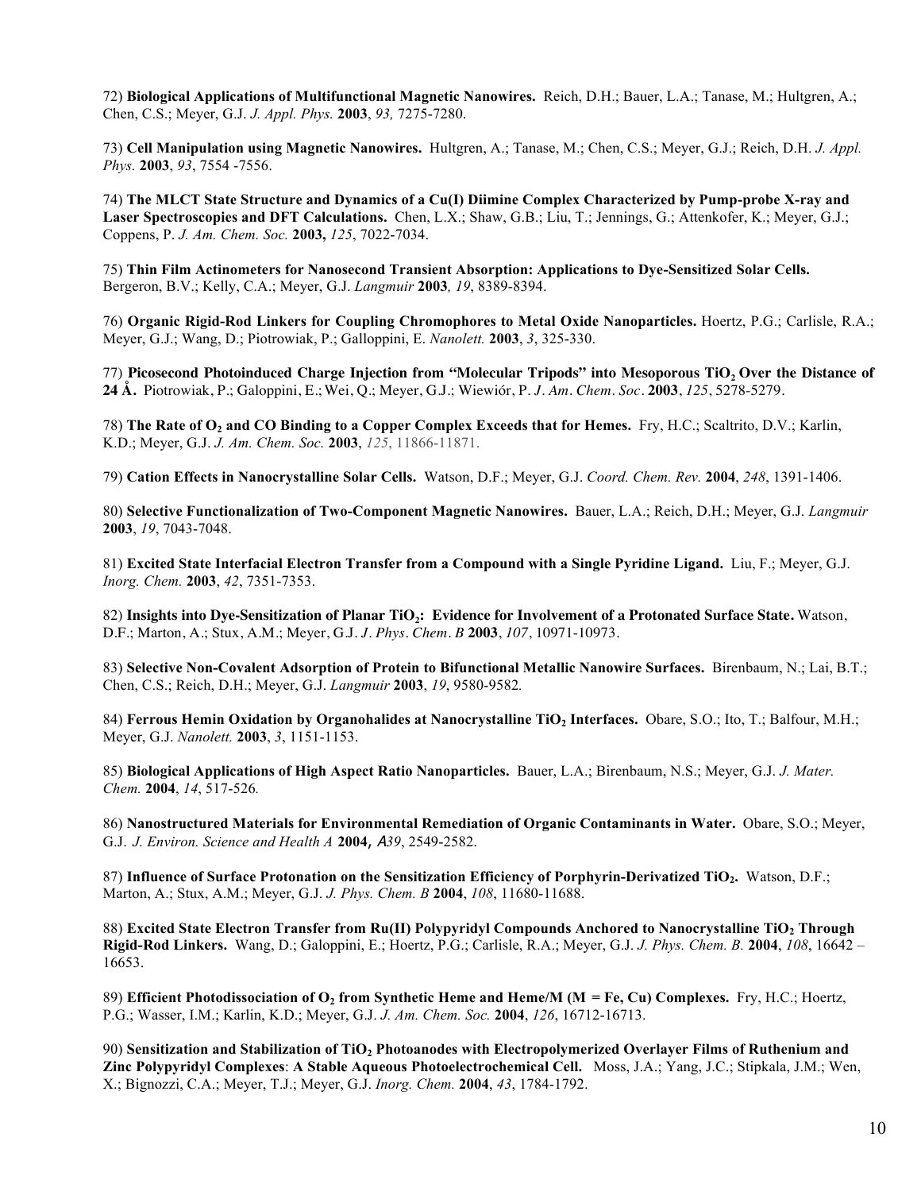72) **Biological Applications of Multifunctional Magnetic Nanowires.** Reich, D.H.; Bauer, L.A.; Tanase, M.; Hultgren, A.; Chen, C.S.; Meyer, G.J. *J. Appl. Phys.* **2003**, *93,* 7275-7280.

73) **Cell Manipulation using Magnetic Nanowires.** Hultgren, A.; Tanase, M.; Chen, C.S.; Meyer, G.J.; Reich, D.H. *J. Appl. Phys.* **2003**, *93*, 7554 -7556.

74) **The MLCT State Structure and Dynamics of a Cu(I) Diimine Complex Characterized by Pump-probe X-ray and Laser Spectroscopies and DFT Calculations.** Chen, L.X.; Shaw, G.B.; Liu, T.; Jennings, G.; Attenkofer, K.; Meyer, G.J.; Coppens, P. *J. Am. Chem. Soc.* **2003,** *125*, 7022-7034.

75) **Thin Film Actinometers for Nanosecond Transient Absorption: Applications to Dye-Sensitized Solar Cells.** Bergeron, B.V.; Kelly, C.A.; Meyer, G.J. *Langmuir* **2003***, 19*, 8389-8394.

76) **Organic Rigid-Rod Linkers for Coupling Chromophores to Metal Oxide Nanoparticles.** Hoertz, P.G.; Carlisle, R.A.; Meyer, G.J.; Wang, D.; Piotrowiak, P.; Galloppini, E. *Nanolett.* **2003**, *3*, 325-330.

77) **Picosecond Photoinduced Charge Injection from "Molecular Tripods" into Mesoporous $TiO_2$ Over the Distance of 24 Å.** Piotrowiak, P.; Galoppini, E.; Wei, Q.; Meyer, G.J.; Wiewiór, P. *J. Am. Chem. Soc.* **2003**, *125*, 5278-5279.

78) **The Rate of $O_2$ and CO Binding to a Copper Complex Exceeds that for Hemes.** Fry, H.C.; Scaltrito, D.V.; Karlin, K.D.; Meyer, G.J. *J. Am. Chem. Soc.* **2003**, *125*, 11866-11871.

79) **Cation Effects in Nanocrystalline Solar Cells.** Watson, D.F.; Meyer, G.J. *Coord. Chem. Rev.* **2004**, *248*, 1391-1406.

80) **Selective Functionalization of Two-Component Magnetic Nanowires.** Bauer, L.A.; Reich, D.H.; Meyer, G.J. *Langmuir* **2003**, *19*, 7043-7048.

81) **Excited State Interfacial Electron Transfer from a Compound with a Single Pyridine Ligand.** Liu, F.; Meyer, G.J. *Inorg. Chem.* **2003**, *42*, 7351-7353.

82) **Insights into Dye-Sensitization of Planar $TiO_2$: Evidence for Involvement of a Protonated Surface State.** Watson, D.F.; Marton, A.; Stux, A.M.; Meyer, G.J. *J. Phys. Chem. B* **2003**, *107*, 10971-10973.

83) **Selective Non-Covalent Adsorption of Protein to Bifunctional Metallic Nanowire Surfaces.** Birenbaum, N.; Lai, B.T.; Chen, C.S.; Reich, D.H.; Meyer, G.J. *Langmuir* **2003**, *19*, 9580-9582*.*

84) **Ferrous Hemin Oxidation by Organohalides at Nanocrystalline $TiO_2$ Interfaces.** Obare, S.O.; Ito, T.; Balfour, M.H.; Meyer, G.J. *Nanolett.* **2003**, *3*, 1151-1153.

85) **Biological Applications of High Aspect Ratio Nanoparticles.** Bauer, L.A.; Birenbaum, N.S.; Meyer, G.J. *J. Mater. Chem.* **2004**, *14*, 517-526*.*

86) **Nanostructured Materials for Environmental Remediation of Organic Contaminants in Water.** Obare, S.O.; Meyer, G.J. *J. Environ. Science and Health A* **2004,** *A39*, 2549-2582.

87) **Influence of Surface Protonation on the Sensitization Efficiency of Porphyrin-Derivatized $TiO_2$.** Watson, D.F.; Marton, A.; Stux, A.M.; Meyer, G.J. *J. Phys. Chem. B* **2004**, *108*, 11680-11688.

88) **Excited State Electron Transfer from Ru(II) Polypyridyl Compounds Anchored to Nanocrystalline $TiO_2$ Through Rigid-Rod Linkers.** Wang, D.; Galoppini, E.; Hoertz, P.G.; Carlisle, R.A.; Meyer, G.J. *J. Phys. Chem. B.* **2004**, *108*, 16642 – 16653.

89) **Efficient Photodissociation of $O_2$ from Synthetic Heme and Heme/M (M = Fe, Cu) Complexes.** Fry, H.C.; Hoertz, P.G.; Wasser, I.M.; Karlin, K.D.; Meyer, G.J. *J. Am. Chem. Soc.* **2004**, *126*, 16712-16713.

90) **Sensitization and Stabilization of $TiO_2$ Photoanodes with Electropolymerized Overlayer Films of Ruthenium and Zinc Polypyridyl Complexes**: **A Stable Aqueous Photoelectrochemical Cell.** Moss, J.A.; Yang, J.C.; Stipkala, J.M.; Wen, X.; Bignozzi, C.A.; Meyer, T.J.; Meyer, G.J. *Inorg. Chem.* **2004**, *43*, 1784-1792.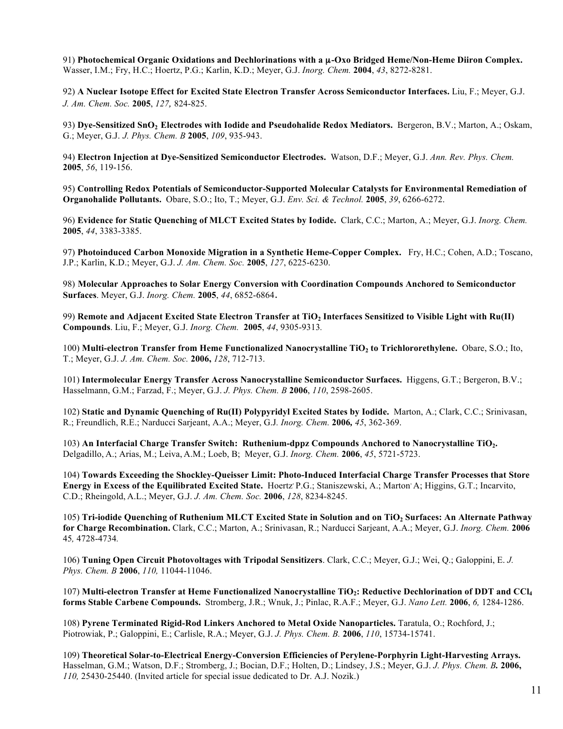91) **Photochemical Organic Oxidations and Dechlorinations with a μ-Oxo Bridged Heme/Non-Heme Diiron Complex.** Wasser, I.M.; Fry, H.C.; Hoertz, P.G.; Karlin, K.D.; Meyer, G.J. *Inorg. Chem.* **2004**, *43*, 8272-8281.

92) **A Nuclear Isotope Effect for Excited State Electron Transfer Across Semiconductor Interfaces.** Liu, F.; Meyer, G.J. *J. Am. Chem. Soc.* **2005**, *127,* 824-825.

93) **Dye-Sensitized $SnO_2$ Electrodes with Iodide and Pseudohalide Redox Mediators.** Bergeron, B.V.; Marton, A.; Oskam, G.; Meyer, G.J. *J. Phys. Chem. B* **2005**, *109*, 935-943.

94) **Electron Injection at Dye-Sensitized Semiconductor Electrodes.** Watson, D.F.; Meyer, G.J. *Ann. Rev. Phys. Chem.* **2005**, *56*, 119-156.

95) **Controlling Redox Potentials of Semiconductor-Supported Molecular Catalysts for Environmental Remediation of Organohalide Pollutants.** Obare, S.O.; Ito, T.; Meyer, G.J. *Env. Sci. & Technol.* **2005**, *39*, 6266-6272.

96) **Evidence for Static Quenching of MLCT Excited States by Iodide.** Clark, C.C.; Marton, A.; Meyer, G.J. *Inorg. Chem.* **2005**, *44*, 3383-3385.

97) **Photoinduced Carbon Monoxide Migration in a Synthetic Heme-Copper Complex.** Fry, H.C.; Cohen, A.D.; Toscano, J.P.; Karlin, K.D.; Meyer, G.J. *J. Am. Chem. Soc.* **2005**, *127*, 6225-6230.

98) **Molecular Approaches to Solar Energy Conversion with Coordination Compounds Anchored to Semiconductor Surfaces**. Meyer, G.J. *Inorg. Chem.* **2005**, *44*, 6852-6864**.**

99) **Remote and Adjacent Excited State Electron Transfer at $TiO_2$ Interfaces Sensitized to Visible Light with Ru(II) Compounds**. Liu, F.; Meyer, G.J. *Inorg. Chem.* **2005**, *44*, 9305-9313*.*

100) **Multi-electron Transfer from Heme Functionalized Nanocrystalline $TiO_2$ to Trichlororethylene.** Obare, S.O.; Ito, T.; Meyer, G.J. *J. Am. Chem. Soc.* **2006,** *128*, 712-713.

101) **Intermolecular Energy Transfer Across Nanocrystalline Semiconductor Surfaces.** Higgens, G.T.; Bergeron, B.V.; Hasselmann, G.M.; Farzad, F.; Meyer, G.J. *J. Phys. Chem. B* **2006**, *110*, 2598-2605.

102) **Static and Dynamic Quenching of Ru(II) Polypyridyl Excited States by Iodide.** Marton, A.; Clark, C.C.; Srinivasan, R.; Freundlich, R.E.; Narducci Sarjeant, A.A.; Meyer, G.J. *Inorg. Chem.* **2006***, 45*, 362-369.

103) **An Interfacial Charge Transfer Switch: Ruthenium-dppz Compounds Anchored to Nanocrystalline $TiO_2$.** Delgadillo, A.; Arias, M.; Leiva, A.M.; Loeb, B; Meyer, G.J. *Inorg. Chem.* **2006**, *45*, 5721-5723.

104) **Towards Exceeding the Shockley-Queisser Limit: Photo-Induced Interfacial Charge Transfer Processes that Store Energy in Excess of the Equilibrated Excited State.** Hoertz, P.G.; Staniszewski, A.; Marton, A; Higgins, G.T.; Incarvito, C.D.; Rheingold, A.L.; Meyer, G.J. *J. Am. Chem. Soc.* **2006**, *128*, 8234-8245.

105) **Tri-iodide Quenching of Ruthenium MLCT Excited State in Solution and on $TiO_2$ Surfaces: An Alternate Pathway for Charge Recombination.** Clark, C.C.; Marton, A.; Srinivasan, R.; Narducci Sarjeant, A.A.; Meyer, G.J. *Inorg. Chem.* **2006** 45*,* 4728-4734*.*

106) **Tuning Open Circuit Photovoltages with Tripodal Sensitizers**. Clark, C.C.; Meyer, G.J.; Wei, Q.; Galoppini, E. *J. Phys. Chem. B* **2006**, *110,* 11044-11046.

107) **Multi-electron Transfer at Heme Functionalized Nanocrystalline $TiO_2$: Reductive Dechlorination of DDT and $CCl_4$ forms Stable Carbene Compounds.** Stromberg, J.R.; Wnuk, J.; Pinlac, R.A.F.; Meyer, G.J. *Nano Lett.* **2006**, *6,* 1284-1286.

108) **Pyrene Terminated Rigid-Rod Linkers Anchored to Metal Oxide Nanoparticles.** Taratula, O.; Rochford, J.; Piotrowiak, P.; Galoppini, E.; Carlisle, R.A.; Meyer, G.J. *J. Phys. Chem. B.* **2006**, *110*, 15734-15741.

109) **Theoretical Solar-to-Electrical Energy-Conversion Efficiencies of Perylene-Porphyrin Light-Harvesting Arrays.** Hasselman, G.M.; Watson, D.F.; Stromberg, J.; Bocian, D.F.; Holten, D.; Lindsey, J.S.; Meyer, G.J. *J. Phys. Chem. B***. 2006,** *110,* 25430-25440. (Invited article for special issue dedicated to Dr. A.J. Nozik.)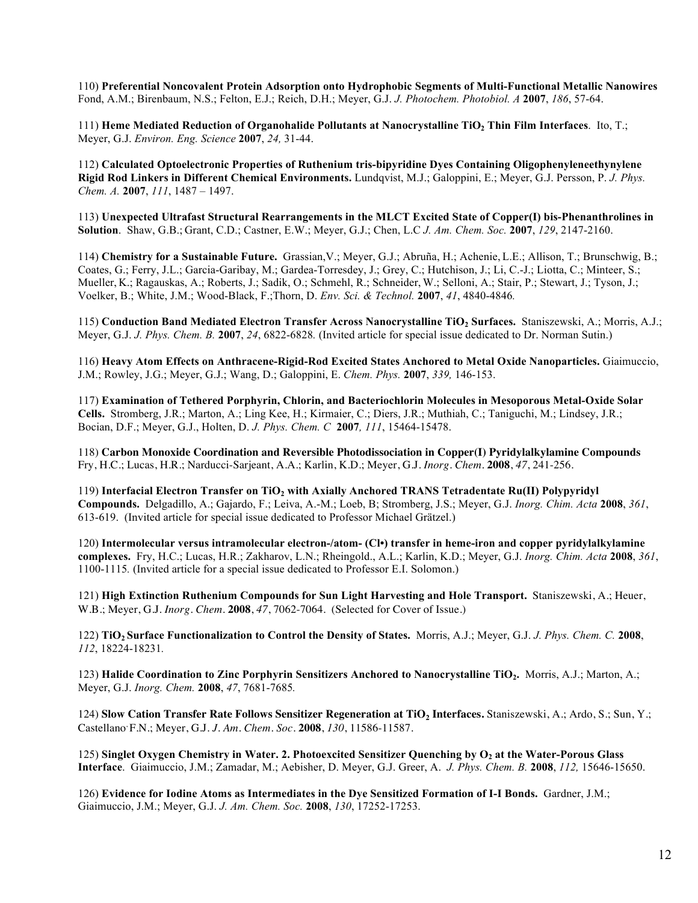110) **Preferential Noncovalent Protein Adsorption onto Hydrophobic Segments of Multi-Functional Metallic Nanowires** Fond, A.M.; Birenbaum, N.S.; Felton, E.J.; Reich, D.H.; Meyer, G.J. *J. Photochem. Photobiol. A* **2007**, *186*, 57-64.

111) **Heme Mediated Reduction of Organohalide Pollutants at Nanocrystalline $TiO_2$ Thin Film Interfaces**. Ito, T.; Meyer, G.J. *Environ. Eng. Science* **2007**, *24,* 31-44.

112) **Calculated Optoelectronic Properties of Ruthenium tris-bipyridine Dyes Containing Oligophenyleneethynylene Rigid Rod Linkers in Different Chemical Environments.** Lundqvist, M.J.; Galoppini, E.; Meyer, G.J. Persson, P. *J. Phys. Chem. A.* **2007**, *111*, 1487 – 1497.

113) **Unexpected Ultrafast Structural Rearrangements in the MLCT Excited State of Copper(I) bis-Phenanthrolines in Solution**. Shaw, G.B.; Grant, C.D.; Castner, E.W.; Meyer, G.J.; Chen, L.C *J. Am. Chem. Soc.* **2007**, *129*, 2147-2160.

114) **Chemistry for a Sustainable Future.** Grassian,V.; Meyer, G.J.; Abruña, H.; Achenie, L.E.; Allison, T.; Brunschwig, B.; Coates, G.; Ferry, J.L.; Garcia-Garibay, M.; Gardea-Torresdey, J.; Grey, C.; Hutchison, J.; Li, C.-J.; Liotta, C.; Minteer, S.; Mueller, K.; Ragauskas, A.; Roberts, J.; Sadik, O.; Schmehl, R.; Schneider, W.; Selloni, A.; Stair, P.; Stewart, J.; Tyson, J.; Voelker, B.; White, J.M.; Wood-Black, F.;Thorn, D. *Env. Sci. & Technol.* **2007**, *41*, 4840-4846*.*

115) **Conduction Band Mediated Electron Transfer Across Nanocrystalline $TiO_2$ Surfaces.** Staniszewski, A.; Morris, A.J.; Meyer, G.J. *J. Phys. Chem. B.* **2007**, *24*, 6822-6828*.* (Invited article for special issue dedicated to Dr. Norman Sutin.)

116) **Heavy Atom Effects on Anthracene-Rigid-Rod Excited States Anchored to Metal Oxide Nanoparticles.** Giaimuccio, J.M.; Rowley, J.G.; Meyer, G.J.; Wang, D.; Galoppini, E. *Chem. Phys.* **2007**, *339,* 146-153.

117) **Examination of Tethered Porphyrin, Chlorin, and Bacteriochlorin Molecules in Mesoporous Metal-Oxide Solar Cells.** Stromberg, J.R.; Marton, A.; Ling Kee, H.; Kirmaier, C.; Diers, J.R.; Muthiah, C.; Taniguchi, M.; Lindsey, J.R.; Bocian, D.F.; Meyer, G.J., Holten, D. *J. Phys. Chem. C* **2007***, 111*, 15464-15478.

118) **Carbon Monoxide Coordination and Reversible Photodissociation in Copper(I) Pyridylalkylamine Compounds** Fry, H.C.; Lucas, H.R.; Narducci-Sarjeant, A.A.; Karlin, K.D.; Meyer, G.J. *Inorg. Chem.* **2008**, *47*, 241-256.

119) **Interfacial Electron Transfer on $TiO_2$ with Axially Anchored TRANS Tetradentate Ru(II) Polypyridyl Compounds.** Delgadillo, A.; Gajardo, F.; Leiva, A.-M.; Loeb, B; Stromberg, J.S.; Meyer, G.J. *Inorg. Chim. Acta* **2008**, *361*, 613-619. (Invited article for special issue dedicated to Professor Michael Grätzel.)

120) **Intermolecular versus intramolecular electron-/atom- (Cl•) transfer in heme-iron and copper pyridylalkylamine complexes.** Fry, H.C.; Lucas, H.R.; Zakharov, L.N.; Rheingold., A.L.; Karlin, K.D.; Meyer, G.J. *Inorg. Chim. Acta* **2008**, *361*, 1100-1115*.* (Invited article for a special issue dedicated to Professor E.I. Solomon.)

121) **High Extinction Ruthenium Compounds for Sun Light Harvesting and Hole Transport.** Staniszewski, A.; Heuer, W.B.; Meyer, G.J. *Inorg. Chem.* **2008**, *47*, 7062-7064. (Selected for Cover of Issue.)

122) **$TiO_2$ Surface Functionalization to Control the Density of States.** Morris, A.J.; Meyer, G.J. *J. Phys. Chem. C.* **2008**, *112*, 18224-18231*.*

123) **Halide Coordination to Zinc Porphyrin Sensitizers Anchored to Nanocrystalline $TiO_2$.** Morris, A.J.; Marton, A.; Meyer, G.J. *Inorg. Chem.* **2008**, *47*, 7681-7685*.*

124) **Slow Cation Transfer Rate Follows Sensitizer Regeneration at $TiO_2$ Interfaces.** Staniszewski, A.; Ardo, S.; Sun, Y.; Castellano, F.N.; Meyer, G.J. *J. Am. Chem. Soc.* **2008**, *130*, 11586-11587.

125) **Singlet Oxygen Chemistry in Water. 2. Photoexcited Sensitizer Quenching by $O_2$ at the Water-Porous Glass Interface**. Giaimuccio, J.M.; Zamadar, M.; Aebisher, D. Meyer, G.J. Greer, A. *J. Phys. Chem. B.* **2008**, *112,* 15646-15650.

126) **Evidence for Iodine Atoms as Intermediates in the Dye Sensitized Formation of I-I Bonds.** Gardner, J.M.; Giaimuccio, J.M.; Meyer, G.J. *J. Am. Chem. Soc.* **2008**, *130*, 17252-17253.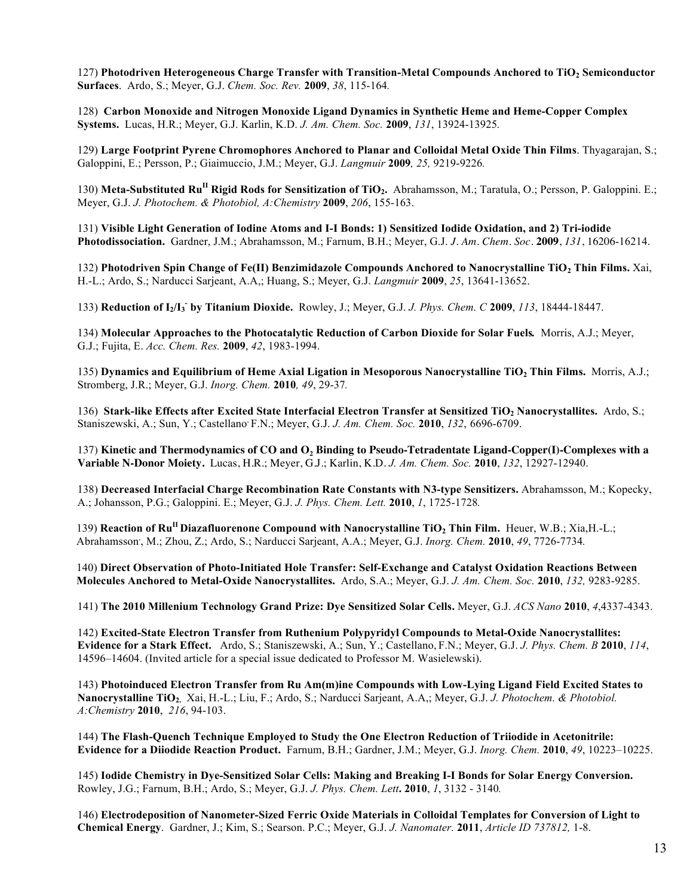127) **Photodriven Heterogeneous Charge Transfer with Transition-Metal Compounds Anchored to $TiO_2$ Semiconductor Surfaces**. Ardo, S.; Meyer, G.J. *Chem. Soc. Rev.* **2009**, *38*, 115-164.

128) **Carbon Monoxide and Nitrogen Monoxide Ligand Dynamics in Synthetic Heme and Heme-Copper Complex Systems.** Lucas, H.R.; Meyer, G.J. Karlin, K.D. *J. Am. Chem. Soc.* **2009**, *131*, 13924-13925.

129) **Large Footprint Pyrene Chromophores Anchored to Planar and Colloidal Metal Oxide Thin Films**. Thyagarajan, S.; Galoppini, E.; Persson, P.; Giaimuccio, J.M.; Meyer, G.J. *Langmuir* **2009***, 25,* 9219-9226.

130) **Meta-Substituted $Ru^{II}$ Rigid Rods for Sensitization of $TiO_2$.** Abrahamsson, M.; Taratula, O.; Persson, P. Galoppini. E.; Meyer, G.J. *J. Photochem. & Photobiol, A:Chemistry* **2009**, *206*, 155-163.

131) **Visible Light Generation of Iodine Atoms and I-I Bonds: 1) Sensitized Iodide Oxidation, and 2) Tri-iodide Photodissociation.** Gardner, J.M.; Abrahamsson, M.; Farnum, B.H.; Meyer, G.J. *J. Am. Chem. Soc*. **2009**, *131*, 16206-16214.

132) **Photodriven Spin Change of Fe(II) Benzimidazole Compounds Anchored to Nanocrystalline $TiO_2$ Thin Films.** Xai, H.-L.; Ardo, S.; Narducci Sarjeant, A.A,; Huang, S.; Meyer, G.J. *Langmuir* **2009**, *25*, 13641-13652.

133) **Reduction of $I_2/I_3^-$ by Titanium Dioxide.** Rowley, J.; Meyer, G.J. *J. Phys. Chem. C* **2009**, *113*, 18444-18447.

134) **Molecular Approaches to the Photocatalytic Reduction of Carbon Dioxide for Solar Fuels***.* Morris, A.J.; Meyer, G.J.; Fujita, E. *Acc. Chem. Res.* **2009**, *42*, 1983-1994.

135) **Dynamics and Equilibrium of Heme Axial Ligation in Mesoporous Nanocrystalline $TiO_2$ Thin Films.** Morris, A.J.; Stromberg, J.R.; Meyer, G.J. *Inorg. Chem.* **2010***, 49*, 29-37*.*

136) **Stark-like Effects after Excited State Interfacial Electron Transfer at Sensitized $TiO_2$ Nanocrystallites.** Ardo, S.; Staniszewski, A.; Sun, Y.; Castellano, F.N.; Meyer, G.J. *J. Am. Chem. Soc.* **2010**, *132*, 6696-6709.

137) **Kinetic and Thermodynamics of CO and $O_2$ Binding to Pseudo-Tetradentate Ligand-Copper(I)-Complexes with a Variable N-Donor Moiety.** Lucas, H.R.; Meyer, G.J.; Karlin, K.D. *J. Am. Chem. Soc.* **2010**, *132*, 12927-12940.

138) **Decreased Interfacial Charge Recombination Rate Constants with N3-type Sensitizers.** Abrahamsson, M.; Kopecky, A.; Johansson, P.G.; Galoppini. E.; Meyer, G.J. *J. Phys. Chem. Lett.* **2010**, *1*, 1725-1728*.*

139) **Reaction of $Ru^{II}$ Diazafluorenone Compound with Nanocrystalline $TiO_2$ Thin Film.** Heuer, W.B.; Xia,H.-L.; Abrahamsson, M.; Zhou, Z.; Ardo, S.; Narducci Sarjeant, A.A.; Meyer, G.J. *Inorg. Chem.* **2010**, *49*, 7726-7734*.*

140) **Direct Observation of Photo-Initiated Hole Transfer: Self-Exchange and Catalyst Oxidation Reactions Between Molecules Anchored to Metal-Oxide Nanocrystallites.** Ardo, S.A.; Meyer, G.J. *J. Am. Chem. Soc.* **2010**, *132,* 9283-9285.

141) **The 2010 Millenium Technology Grand Prize: Dye Sensitized Solar Cells.** Meyer, G.J. *ACS Nano* **2010**, *4*,4337-4343.

142) **Excited-State Electron Transfer from Ruthenium Polypyridyl Compounds to Metal-Oxide Nanocrystallites: Evidence for a Stark Effect.** Ardo, S.; Staniszewski, A.; Sun, Y.; Castellano, F.N.; Meyer, G.J. *J. Phys. Chem. B* **2010**, *114*, 14596–14604. (Invited article for a special issue dedicated to Professor M. Wasielewski).

143) **Photoinduced Electron Transfer from Ru Am(m)ine Compounds with Low-Lying Ligand Field Excited States to Nanocrystalline $TiO_2$.** Xai, H.-L.; Liu, F.; Ardo, S.; Narducci Sarjeant, A.A,; Meyer, G.J. *J. Photochem. & Photobiol. A:Chemistry* **2010**, *216*, 94-103.

144) **The Flash-Quench Technique Employed to Study the One Electron Reduction of Triiodide in Acetonitrile: Evidence for a Diiodide Reaction Product.** Farnum, B.H.; Gardner, J.M.; Meyer, G.J. *Inorg. Chem.* **2010**, *49*, 10223–10225.

145) **Iodide Chemistry in Dye-Sensitized Solar Cells: Making and Breaking I-I Bonds for Solar Energy Conversion.** Rowley, J.G.; Farnum, B.H.; Ardo, S.; Meyer, G.J. *J. Phys. Chem. Lett***.** **2010**, *1*, 3132 - 3140*.*

146) **Electrodeposition of Nanometer-Sized Ferric Oxide Materials in Colloidal Templates for Conversion of Light to Chemical Energy**. Gardner, J.; Kim, S.; Searson. P.C.; Meyer, G.J. *J. Nanomater.* **2011**, *Article ID 737812,* 1-8.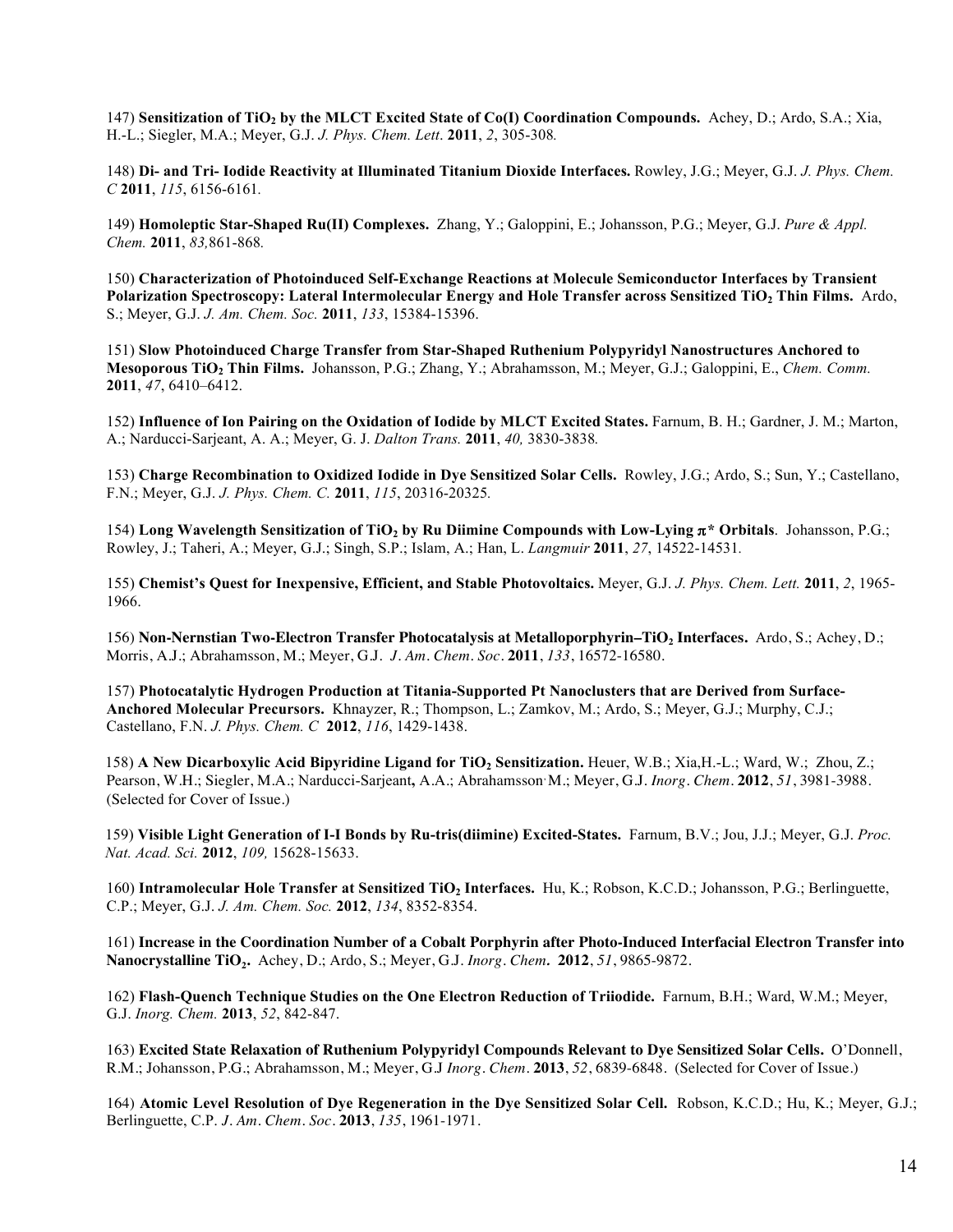147) **Sensitization of $TiO_2$ by the MLCT Excited State of Co(I) Coordination Compounds.** Achey, D.; Ardo, S.A.; Xia, H.-L.; Siegler, M.A.; Meyer, G.J. *J. Phys. Chem. Lett.* **2011**, *2*, 305-308.

148) **Di- and Tri- Iodide Reactivity at Illuminated Titanium Dioxide Interfaces.** Rowley, J.G.; Meyer, G.J. *J. Phys. Chem. C* **2011**, *115*, 6156-6161.

149) **Homoleptic Star-Shaped Ru(II) Complexes.** Zhang, Y.; Galoppini, E.; Johansson, P.G.; Meyer, G.J. *Pure & Appl. Chem.* **2011**, *83,*861-868.

150) **Characterization of Photoinduced Self-Exchange Reactions at Molecule Semiconductor Interfaces by Transient Polarization Spectroscopy: Lateral Intermolecular Energy and Hole Transfer across Sensitized $TiO_2$ Thin Films.** Ardo, S.; Meyer, G.J. *J. Am. Chem. Soc.* **2011**, *133*, 15384-15396.

151) **Slow Photoinduced Charge Transfer from Star-Shaped Ruthenium Polypyridyl Nanostructures Anchored to Mesoporous $TiO_2$ Thin Films.** Johansson, P.G.; Zhang, Y.; Abrahamsson, M.; Meyer, G.J.; Galoppini, E., *Chem. Comm.* **2011**, *47*, 6410–6412.

152) **Influence of Ion Pairing on the Oxidation of Iodide by MLCT Excited States.** Farnum, B. H.; Gardner, J. M.; Marton, A.; Narducci-Sarjeant, A. A.; Meyer, G. J. *Dalton Trans.* **2011**, *40,* 3830-3838.

153) **Charge Recombination to Oxidized Iodide in Dye Sensitized Solar Cells.** Rowley, J.G.; Ardo, S.; Sun, Y.; Castellano, F.N.; Meyer, G.J. *J. Phys. Chem. C.* **2011**, *115*, 20316-20325.

154) **Long Wavelength Sensitization of $TiO_2$ by Ru Diimine Compounds with Low-Lying $\pi$* Orbitals**. Johansson, P.G.; Rowley, J.; Taheri, A.; Meyer, G.J.; Singh, S.P.; Islam, A.; Han, L. *Langmuir* **2011**, *27*, 14522-14531.

155) **Chemist's Quest for Inexpensive, Efficient, and Stable Photovoltaics.** Meyer, G.J. *J. Phys. Chem. Lett.* **2011**, *2*, 1965-1966.

156) **Non-Nernstian Two-Electron Transfer Photocatalysis at Metalloporphyrin–$TiO_2$ Interfaces.** Ardo, S.; Achey, D.; Morris, A.J.; Abrahamsson, M.; Meyer, G.J. *J. Am. Chem. Soc.* **2011**, *133*, 16572-16580.

157) **Photocatalytic Hydrogen Production at Titania-Supported Pt Nanoclusters that are Derived from Surface-Anchored Molecular Precursors.** Khnayzer, R.; Thompson, L.; Zamkov, M.; Ardo, S.; Meyer, G.J.; Murphy, C.J.; Castellano, F.N. *J. Phys. Chem. C* **2012**, *116*, 1429-1438.

158) **A New Dicarboxylic Acid Bipyridine Ligand for $TiO_2$ Sensitization.** Heuer, W.B.; Xia,H.-L.; Ward, W.; Zhou, Z.; Pearson, W.H.; Siegler, M.A.; Narducci-Sarjeant**,** A.A.; Abrahamsson. M.; Meyer, G.J. *Inorg. Chem.* **2012**, *51*, 3981-3988. (Selected for Cover of Issue.)

159) **Visible Light Generation of I-I Bonds by Ru-tris(diimine) Excited-States.** Farnum, B.V.; Jou, J.J.; Meyer, G.J. *Proc. Nat. Acad. Sci.* **2012**, *109,* 15628-15633.

160) **Intramolecular Hole Transfer at Sensitized $TiO_2$ Interfaces.** Hu, K.; Robson, K.C.D.; Johansson, P.G.; Berlinguette, C.P.; Meyer, G.J. *J. Am. Chem. Soc.* **2012**, *134*, 8352-8354.

161) **Increase in the Coordination Number of a Cobalt Porphyrin after Photo-Induced Interfacial Electron Transfer into Nanocrystalline $TiO_2$.** Achey, D.; Ardo, S.; Meyer, G.J. *Inorg. Chem.* **2012**, *51*, 9865-9872.

162) **Flash-Quench Technique Studies on the One Electron Reduction of Triiodide.** Farnum, B.H.; Ward, W.M.; Meyer, G.J. *Inorg. Chem.* **2013**, *52*, 842-847.

163) **Excited State Relaxation of Ruthenium Polypyridyl Compounds Relevant to Dye Sensitized Solar Cells.** O'Donnell, R.M.; Johansson, P.G.; Abrahamsson, M.; Meyer, G.J *Inorg. Chem.* **2013**, *52*, 6839-6848. (Selected for Cover of Issue.)

164) **Atomic Level Resolution of Dye Regeneration in the Dye Sensitized Solar Cell.** Robson, K.C.D.; Hu, K.; Meyer, G.J.; Berlinguette, C.P. *J. Am. Chem. Soc.* **2013**, *135*, 1961-1971.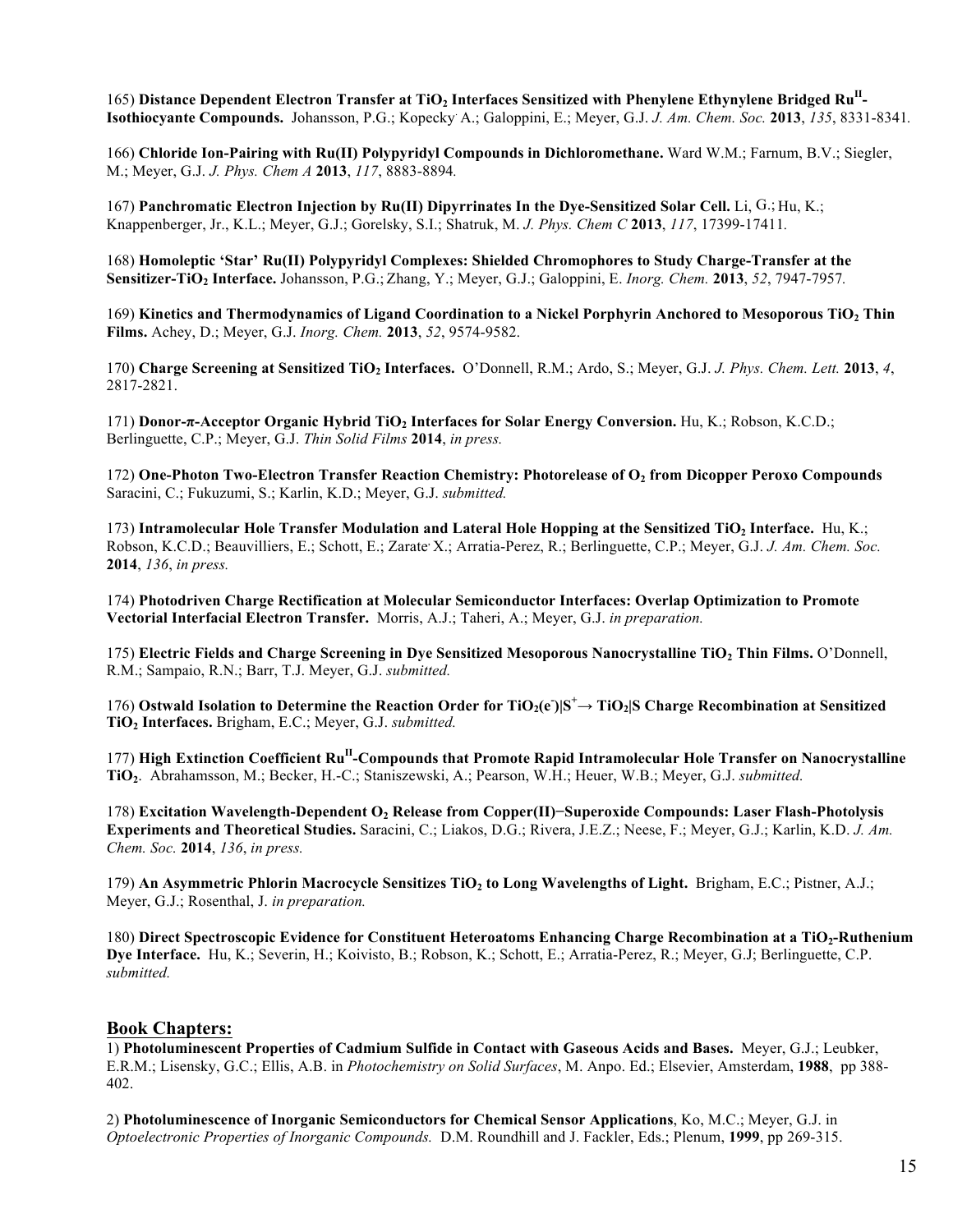165) **Distance Dependent Electron Transfer at $TiO_2$ Interfaces Sensitized with Phenylene Ethynylene Bridged $Ru^{II}$-Isothiocyante Compounds.** Johansson, P.G.; Kopecky, A.; Galoppini, E.; Meyer, G.J. *J. Am. Chem. Soc.* **2013**, *135*, 8331-8341.

166) **Chloride Ion-Pairing with Ru(II) Polypyridyl Compounds in Dichloromethane.** Ward W.M.; Farnum, B.V.; Siegler, M.; Meyer, G.J. *J. Phys. Chem A* **2013**, *117*, 8883-8894.

167) **Panchromatic Electron Injection by Ru(II) Dipyrrinates In the Dye-Sensitized Solar Cell.** Li, G.; Hu, K.; Knappenberger, Jr., K.L.; Meyer, G.J.; Gorelsky, S.I.; Shatruk, M. *J. Phys. Chem C* **2013**, *117*, 17399-17411.

168) **Homoleptic 'Star' Ru(II) Polypyridyl Complexes: Shielded Chromophores to Study Charge-Transfer at the Sensitizer-$TiO_2$ Interface.** Johansson, P.G.; Zhang, Y.; Meyer, G.J.; Galoppini, E. *Inorg. Chem.* **2013**, *52*, 7947-7957.

169) **Kinetics and Thermodynamics of Ligand Coordination to a Nickel Porphyrin Anchored to Mesoporous $TiO_2$ Thin Films.** Achey, D.; Meyer, G.J. *Inorg. Chem.* **2013**, *52*, 9574-9582.

170) **Charge Screening at Sensitized $TiO_2$ Interfaces.** O'Donnell, R.M.; Ardo, S.; Meyer, G.J. *J. Phys. Chem. Lett.* **2013**, *4*, 2817-2821.

171) **Donor-π-Acceptor Organic Hybrid $TiO_2$ Interfaces for Solar Energy Conversion.** Hu, K.; Robson, K.C.D.; Berlinguette, C.P.; Meyer, G.J. *Thin Solid Films* **2014**, *in press.*

172) **One-Photon Two-Electron Transfer Reaction Chemistry: Photorelease of $O_2$ from Dicopper Peroxo Compounds** Saracini, C.; Fukuzumi, S.; Karlin, K.D.; Meyer, G.J. *submitted.*

173) **Intramolecular Hole Transfer Modulation and Lateral Hole Hopping at the Sensitized $TiO_2$ Interface.** Hu, K.; Robson, K.C.D.; Beauvilliers, E.; Schott, E.; Zarate, X.; Arratia-Perez, R.; Berlinguette, C.P.; Meyer, G.J. *J. Am. Chem. Soc.* **2014**, *136*, *in press.*

174) **Photodriven Charge Rectification at Molecular Semiconductor Interfaces: Overlap Optimization to Promote Vectorial Interfacial Electron Transfer.** Morris, A.J.; Taheri, A.; Meyer, G.J. *in preparation.*

175) **Electric Fields and Charge Screening in Dye Sensitized Mesoporous Nanocrystalline $TiO_2$ Thin Films.** O'Donnell, R.M.; Sampaio, R.N.; Barr, T.J. Meyer, G.J. *submitted.*

176) **Ostwald Isolation to Determine the Reaction Order for $TiO_2(e^-)|S^+ \rightarrow TiO_2|S$ Charge Recombination at Sensitized $TiO_2$ Interfaces.** Brigham, E.C.; Meyer, G.J. *submitted.*

177) **High Extinction Coefficient $Ru^{II}$-Compounds that Promote Rapid Intramolecular Hole Transfer on Nanocrystalline $TiO_2$.** Abrahamsson, M.; Becker, H.-C.; Staniszewski, A.; Pearson, W.H.; Heuer, W.B.; Meyer, G.J. *submitted.*

178) **Excitation Wavelength-Dependent $O_2$ Release from Copper(II)−Superoxide Compounds: Laser Flash-Photolysis Experiments and Theoretical Studies.** Saracini, C.; Liakos, D.G.; Rivera, J.E.Z.; Neese, F.; Meyer, G.J.; Karlin, K.D. *J. Am. Chem. Soc.* **2014**, *136*, *in press.*

179) **An Asymmetric Phlorin Macrocycle Sensitizes $TiO_2$ to Long Wavelengths of Light.** Brigham, E.C.; Pistner, A.J.; Meyer, G.J.; Rosenthal, J. *in preparation.*

180) **Direct Spectroscopic Evidence for Constituent Heteroatoms Enhancing Charge Recombination at a $TiO_2$-Ruthenium Dye Interface.** Hu, K.; Severin, H.; Koivisto, B.; Robson, K.; Schott, E.; Arratia-Perez, R.; Meyer, G.J; Berlinguette, C.P. *submitted.*

## Book Chapters:

1) **Photoluminescent Properties of Cadmium Sulfide in Contact with Gaseous Acids and Bases.** Meyer, G.J.; Leubker, E.R.M.; Lisensky, G.C.; Ellis, A.B. in *Photochemistry on Solid Surfaces*, M. Anpo. Ed.; Elsevier, Amsterdam, **1988**, pp 388-402.

2) **Photoluminescence of Inorganic Semiconductors for Chemical Sensor Applications**, Ko, M.C.; Meyer, G.J. in *Optoelectronic Properties of Inorganic Compounds.* D.M. Roundhill and J. Fackler, Eds.; Plenum, **1999**, pp 269-315.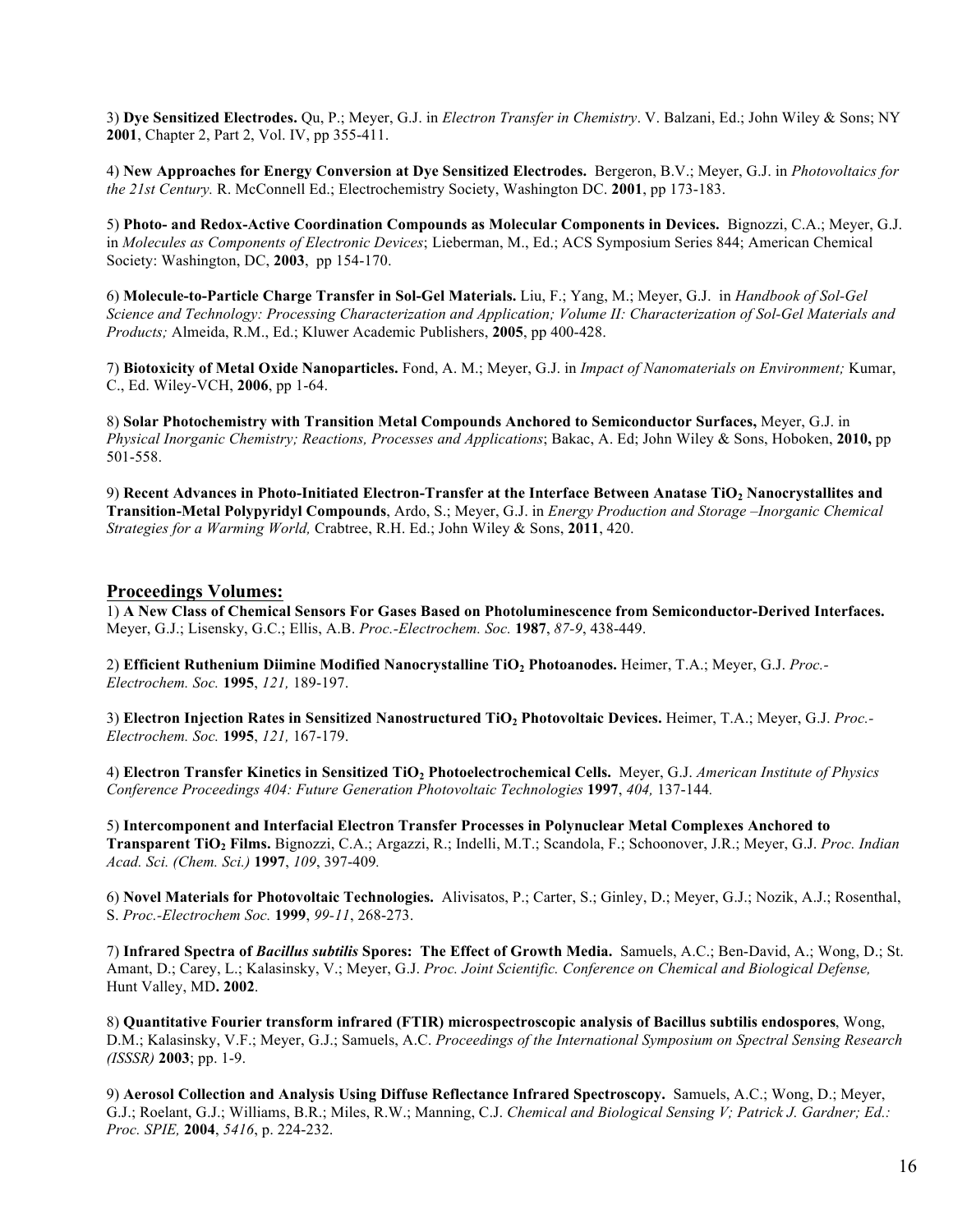3) **Dye Sensitized Electrodes.** Qu, P.; Meyer, G.J. in *Electron Transfer in Chemistry*. V. Balzani, Ed.; John Wiley & Sons; NY **2001**, Chapter 2, Part 2, Vol. IV, pp 355-411.

4) **New Approaches for Energy Conversion at Dye Sensitized Electrodes.** Bergeron, B.V.; Meyer, G.J. in *Photovoltaics for the 21st Century.* R. McConnell Ed.; Electrochemistry Society, Washington DC. **2001**, pp 173-183.

5) **Photo- and Redox-Active Coordination Compounds as Molecular Components in Devices.** Bignozzi, C.A.; Meyer, G.J. in *Molecules as Components of Electronic Devices*; Lieberman, M., Ed.; ACS Symposium Series 844; American Chemical Society: Washington, DC, **2003**, pp 154-170.

6) **Molecule-to-Particle Charge Transfer in Sol-Gel Materials.** Liu, F.; Yang, M.; Meyer, G.J. in *Handbook of Sol-Gel Science and Technology: Processing Characterization and Application; Volume II: Characterization of Sol-Gel Materials and Products;* Almeida, R.M., Ed.; Kluwer Academic Publishers, **2005**, pp 400-428.

7) **Biotoxicity of Metal Oxide Nanoparticles.** Fond, A. M.; Meyer, G.J. in *Impact of Nanomaterials on Environment;* Kumar, C., Ed. Wiley-VCH, **2006**, pp 1-64.

8) **Solar Photochemistry with Transition Metal Compounds Anchored to Semiconductor Surfaces,** Meyer, G.J. in *Physical Inorganic Chemistry; Reactions, Processes and Applications*; Bakac, A. Ed; John Wiley & Sons, Hoboken, **2010,** pp 501-558.

9) **Recent Advances in Photo-Initiated Electron-Transfer at the Interface Between Anatase $TiO_2$ Nanocrystallites and Transition-Metal Polypyridyl Compounds**, Ardo, S.; Meyer, G.J. in *Energy Production and Storage –Inorganic Chemical Strategies for a Warming World,* Crabtree, R.H. Ed.; John Wiley & Sons, **2011**, 420.

## Proceedings Volumes:

1) **A New Class of Chemical Sensors For Gases Based on Photoluminescence from Semiconductor-Derived Interfaces.** Meyer, G.J.; Lisensky, G.C.; Ellis, A.B. *Proc.-Electrochem. Soc.* **1987**, *87-9*, 438-449.

2) **Efficient Ruthenium Diimine Modified Nanocrystalline $TiO_2$ Photoanodes.** Heimer, T.A.; Meyer, G.J. *Proc.-Electrochem. Soc.* **1995**, *121,* 189-197.

3) **Electron Injection Rates in Sensitized Nanostructured $TiO_2$ Photovoltaic Devices.** Heimer, T.A.; Meyer, G.J. *Proc.-Electrochem. Soc.* **1995**, *121,* 167-179.

4) **Electron Transfer Kinetics in Sensitized $TiO_2$ Photoelectrochemical Cells.** Meyer, G.J. *American Institute of Physics Conference Proceedings 404: Future Generation Photovoltaic Technologies* **1997**, *404,* 137-144*.*

5) **Intercomponent and Interfacial Electron Transfer Processes in Polynuclear Metal Complexes Anchored to Transparent $TiO_2$ Films.** Bignozzi, C.A.; Argazzi, R.; Indelli, M.T.; Scandola, F.; Schoonover, J.R.; Meyer, G.J. *Proc. Indian Acad. Sci. (Chem. Sci.)* **1997**, *109*, 397-409*.*

6) **Novel Materials for Photovoltaic Technologies.** Alivisatos, P.; Carter, S.; Ginley, D.; Meyer, G.J.; Nozik, A.J.; Rosenthal, S. *Proc.-Electrochem Soc.* **1999**, *99-11*, 268-273.

7) **Infrared Spectra of *Bacillus subtilis* Spores: The Effect of Growth Media.** Samuels, A.C.; Ben-David, A.; Wong, D.; St. Amant, D.; Carey, L.; Kalasinsky, V.; Meyer, G.J. *Proc. Joint Scientific. Conference on Chemical and Biological Defense,* Hunt Valley, MD**. 2002**.

8) **Quantitative Fourier transform infrared (FTIR) microspectroscopic analysis of Bacillus subtilis endospores**, Wong, D.M.; Kalasinsky, V.F.; Meyer, G.J.; Samuels, A.C. *Proceedings of the International Symposium on Spectral Sensing Research (ISSSR)* **2003**; pp. 1-9.

9) **Aerosol Collection and Analysis Using Diffuse Reflectance Infrared Spectroscopy.** Samuels, A.C.; Wong, D.; Meyer, G.J.; Roelant, G.J.; Williams, B.R.; Miles, R.W.; Manning, C.J. *Chemical and Biological Sensing V; Patrick J. Gardner; Ed.: Proc. SPIE,* **2004**, *5416*, p. 224-232.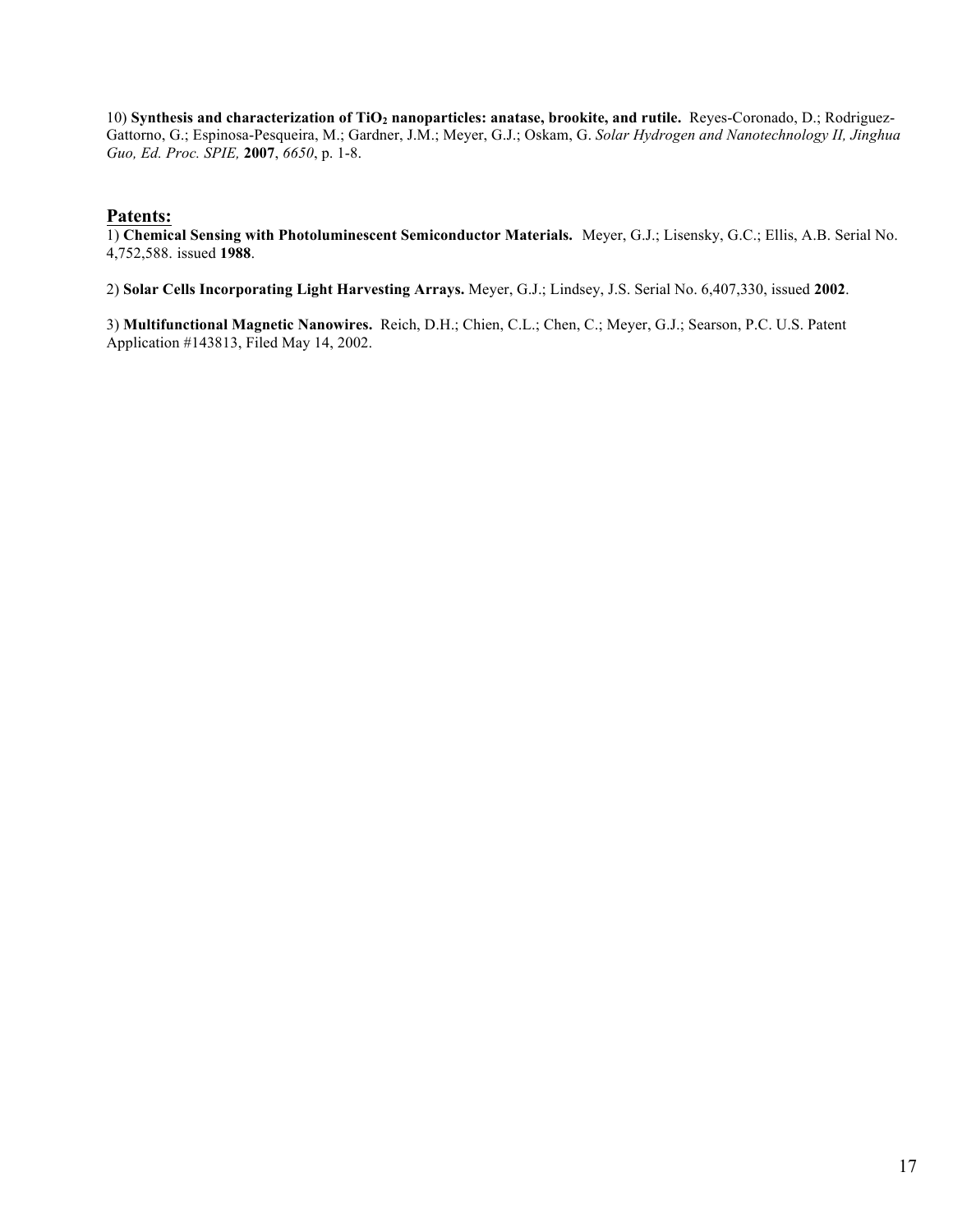10) **Synthesis and characterization of $TiO_2$ nanoparticles: anatase, brookite, and rutile.** Reyes-Coronado, D.; Rodriguez-Gattorno, G.; Espinosa-Pesqueira, M.; Gardner, J.M.; Meyer, G.J.; Oskam, G. *Solar Hydrogen and Nanotechnology II, Jinghua Guo, Ed. Proc. SPIE,* **2007**, *6650*, p. 1-8.

## Patents:

1) **Chemical Sensing with Photoluminescent Semiconductor Materials.** Meyer, G.J.; Lisensky, G.C.; Ellis, A.B. Serial No. 4,752,588. issued **1988**.

2) **Solar Cells Incorporating Light Harvesting Arrays.** Meyer, G.J.; Lindsey, J.S. Serial No. 6,407,330, issued **2002**.

3) **Multifunctional Magnetic Nanowires.** Reich, D.H.; Chien, C.L.; Chen, C.; Meyer, G.J.; Searson, P.C. U.S. Patent Application #143813, Filed May 14, 2002.